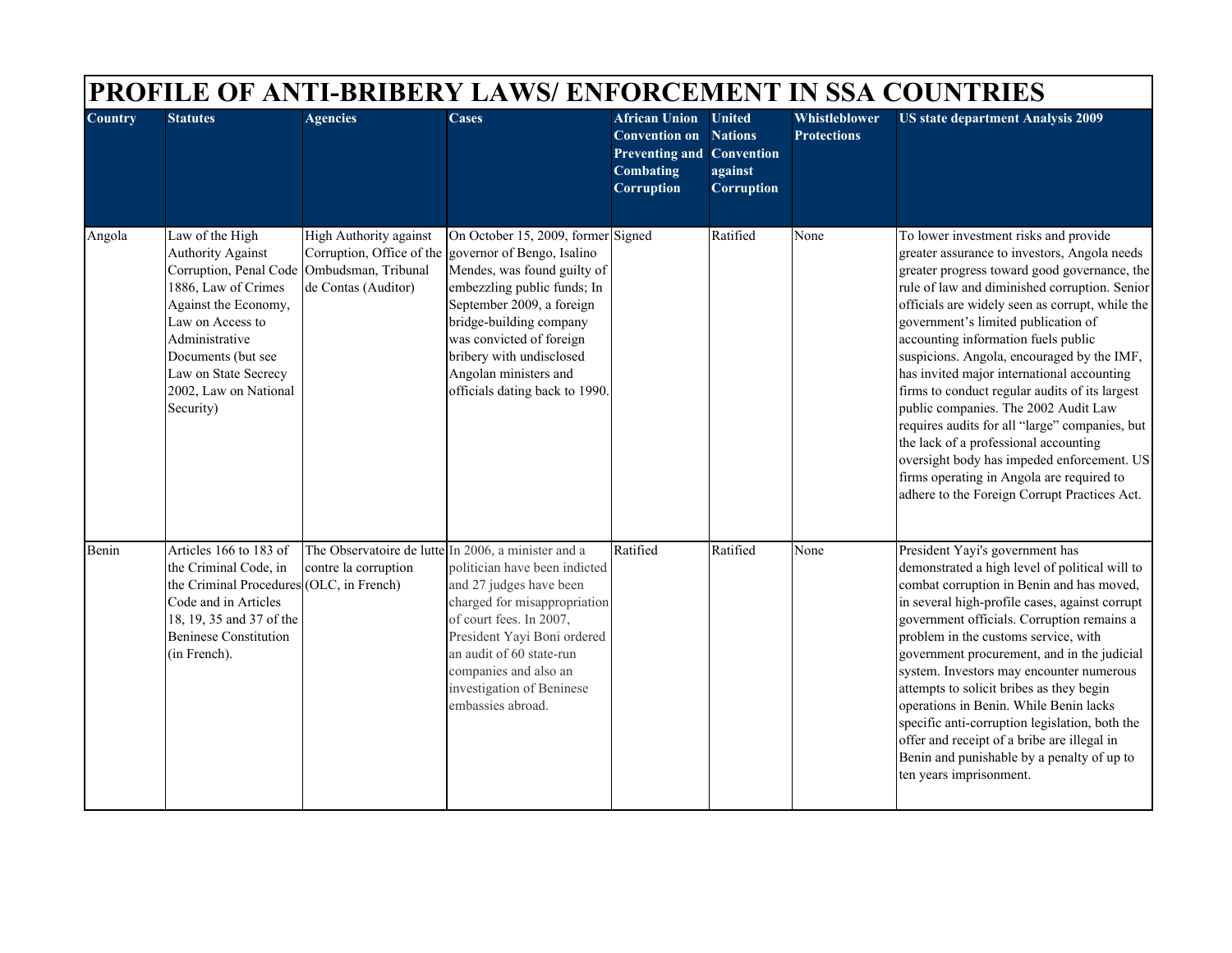# PROFILE OF ANTI-BRIBERY LAWS/ ENFORCEMENT IN SSA COUNTRIES

| Country | Statutes | Agencies | Cases | African Union Convention on Preventing and Combating Corruption | United Nations Convention against Corruption | Whistleblower Protections | US state department Analysis 2009 |
|---|---|---|---|---|---|---|---|
| Angola | Law of the High Authority Against Corruption, Penal Code 1886, Law of Crimes Against the Economy, Law on Access to Administrative Documents (but see Law on State Secrecy 2002, Law on National Security) | High Authority against Corruption, Office of the Ombudsman, Tribunal de Contas (Auditor) | On October 15, 2009, former governor of Bengo, Isalino Mendes, was found guilty of embezzling public funds; In September 2009, a foreign bridge-building company was convicted of foreign bribery with undisclosed Angolan ministers and officials dating back to 1990. | Signed | Ratified | None | To lower investment risks and provide greater assurance to investors, Angola needs greater progress toward good governance, the rule of law and diminished corruption. Senior officials are widely seen as corrupt, while the government's limited publication of accounting information fuels public suspicions. Angola, encouraged by the IMF, has invited major international accounting firms to conduct regular audits of its largest public companies. The 2002 Audit Law requires audits for all "large" companies, but the lack of a professional accounting oversight body has impeded enforcement. US firms operating in Angola are required to adhere to the Foreign Corrupt Practices Act. |
| Benin | Articles 166 to 183 of the Criminal Code, in the Criminal Procedures Code and in Articles 18, 19, 35 and 37 of the Beninese Constitution (in French). | The Observatoire de lutte contre la corruption (OLC, in French) | In 2006, a minister and a politician have been indicted and 27 judges have been charged for misappropriation of court fees. In 2007, President Yayi Boni ordered an audit of 60 state-run companies and also an investigation of Beninese embassies abroad. | Ratified | Ratified | None | President Yayi's government has demonstrated a high level of political will to combat corruption in Benin and has moved, in several high-profile cases, against corrupt government officials. Corruption remains a problem in the customs service, with government procurement, and in the judicial system. Investors may encounter numerous attempts to solicit bribes as they begin operations in Benin. While Benin lacks specific anti-corruption legislation, both the offer and receipt of a bribe are illegal in Benin and punishable by a penalty of up to ten years imprisonment. |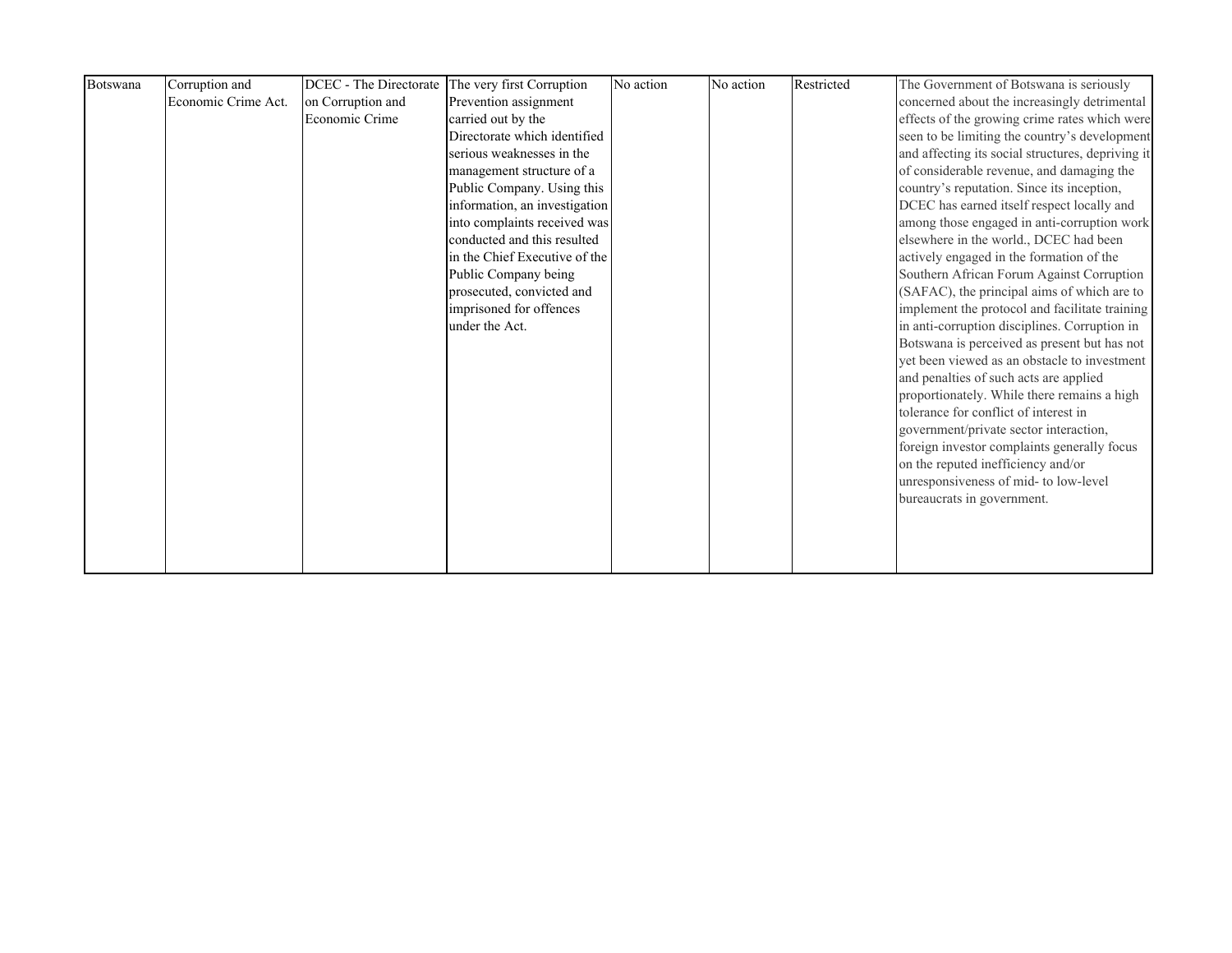| Botswana | Corruption and Economic Crime Act. | DCEC - The Directorate on Corruption and Economic Crime | The very first Corruption Prevention assignment carried out by the Directorate which identified serious weaknesses in the management structure of a Public Company. Using this information, an investigation into complaints received was conducted and this resulted in the Chief Executive of the Public Company being prosecuted, convicted and imprisoned for offences under the Act. | No action | No action | Restricted | The Government of Botswana is seriously concerned about the increasingly detrimental effects of the growing crime rates which were seen to be limiting the country's development and affecting its social structures, depriving it of considerable revenue, and damaging the country's reputation. Since its inception, DCEC has earned itself respect locally and among those engaged in anti-corruption work elsewhere in the world., DCEC had been actively engaged in the formation of the Southern African Forum Against Corruption (SAFAC), the principal aims of which are to implement the protocol and facilitate training in anti-corruption disciplines. Corruption in Botswana is perceived as present but has not yet been viewed as an obstacle to investment and penalties of such acts are applied proportionately. While there remains a high tolerance for conflict of interest in government/private sector interaction, foreign investor complaints generally focus on the reputed inefficiency and/or unresponsiveness of mid- to low-level bureaucrats in government. |
|---|---|---|---|---|---|---|---|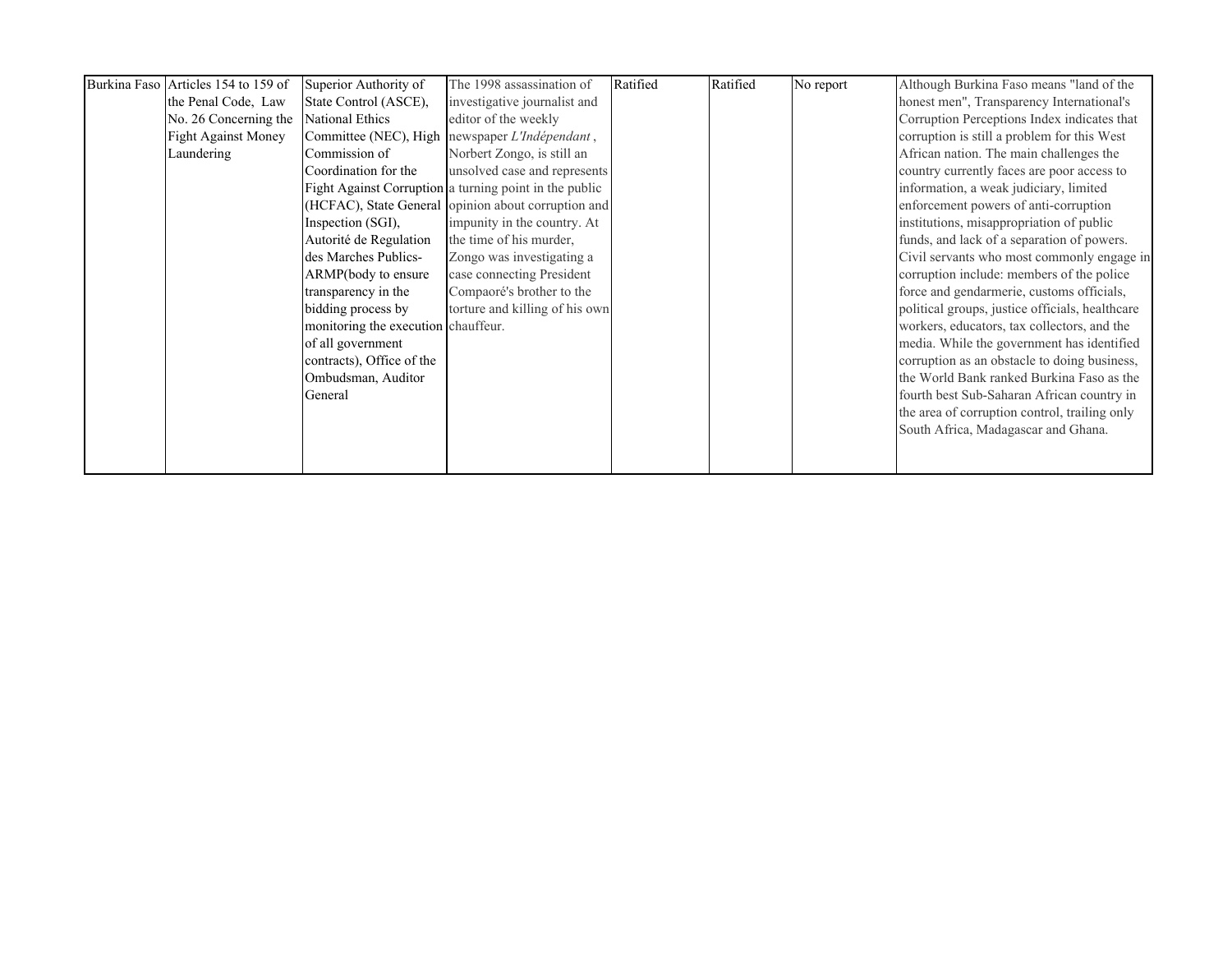| Burkina Faso | Articles 154 to 159 of the Penal Code, Law No. 26 Concerning the Fight Against Money Laundering | Superior Authority of State Control (ASCE), National Ethics Committee (NEC), High Commission of Coordination for the Fight Against Corruption (HCFAC), State General Inspection (SGI), Autorité de Regulation des Marches Publics- ARMP(body to ensure transparency in the bidding process by monitoring the execution of all government contracts), Office of the Ombudsman, Auditor General | The 1998 assassination of investigative journalist and editor of the weekly newspaper *L'Indépendant* , Norbert Zongo, is still an unsolved case and represents a turning point in the public opinion about corruption and impunity in the country. At the time of his murder, Zongo was investigating a case connecting President Compaoré's brother to the torture and killing of his own chauffeur. | Ratified | Ratified | No report | Although Burkina Faso means "land of the honest men", Transparency International's Corruption Perceptions Index indicates that corruption is still a problem for this West African nation. The main challenges the country currently faces are poor access to information, a weak judiciary, limited enforcement powers of anti-corruption institutions, misappropriation of public funds, and lack of a separation of powers. Civil servants who most commonly engage in corruption include: members of the police force and gendarmerie, customs officials, political groups, justice officials, healthcare workers, educators, tax collectors, and the media. While the government has identified corruption as an obstacle to doing business, the World Bank ranked Burkina Faso as the fourth best Sub-Saharan African country in the area of corruption control, trailing only South Africa, Madagascar and Ghana. |
|---|---|---|---|---|---|---|---|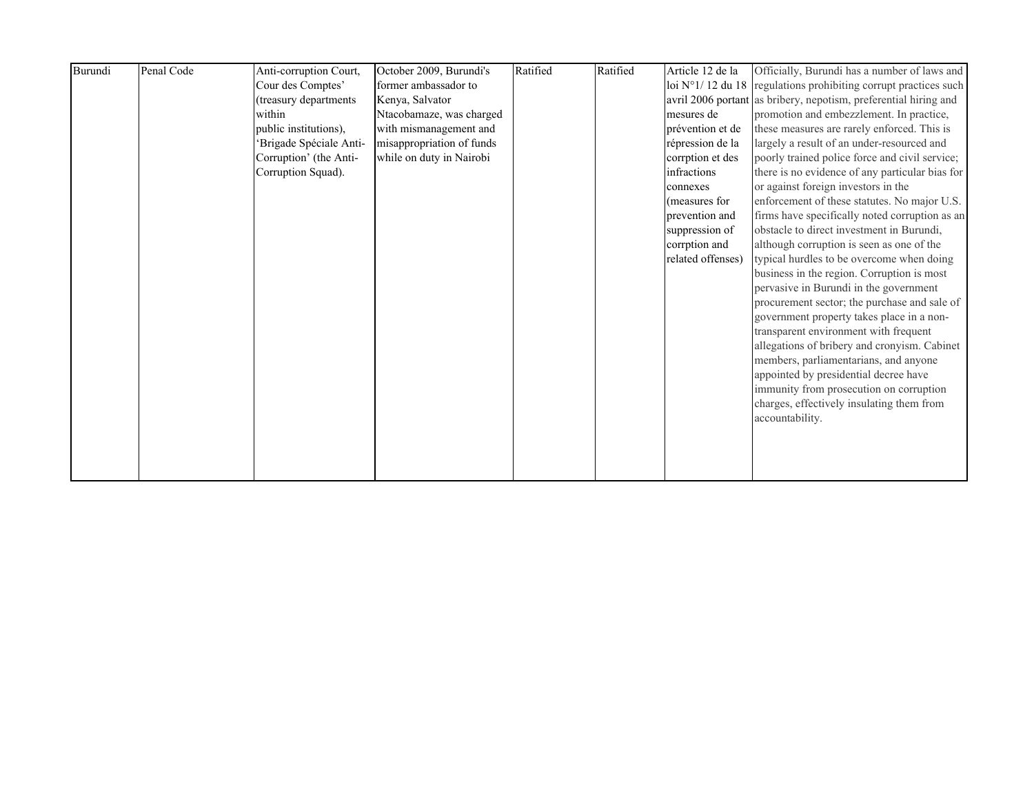| Burundi | Penal Code | Anti-corruption Court, Cour des Comptes' (treasury departments within public institutions), 'Brigade Spéciale Anti-Corruption' (the Anti-Corruption Squad). | October 2009, Burundi's former ambassador to Kenya, Salvator Ntacobamaze, was charged with mismanagement and misappropriation of funds while on duty in Nairobi | Ratified | Ratified | Article 12 de la loi N°1/ 12 du 18 avril 2006 portant mesures de prévention et de répression de la corrption et des infractions connexes (measures for prevention and suppression of corrption and related offenses) | Officially, Burundi has a number of laws and regulations prohibiting corrupt practices such as bribery, nepotism, preferential hiring and promotion and embezzlement. In practice, these measures are rarely enforced. This is largely a result of an under-resourced and poorly trained police force and civil service; there is no evidence of any particular bias for or against foreign investors in the enforcement of these statutes. No major U.S. firms have specifically noted corruption as an obstacle to direct investment in Burundi, although corruption is seen as one of the typical hurdles to be overcome when doing business in the region. Corruption is most pervasive in Burundi in the government procurement sector; the purchase and sale of government property takes place in a non-transparent environment with frequent allegations of bribery and cronyism. Cabinet members, parliamentarians, and anyone appointed by presidential decree have immunity from prosecution on corruption charges, effectively insulating them from accountability. |
|---|---|---|---|---|---|---|---|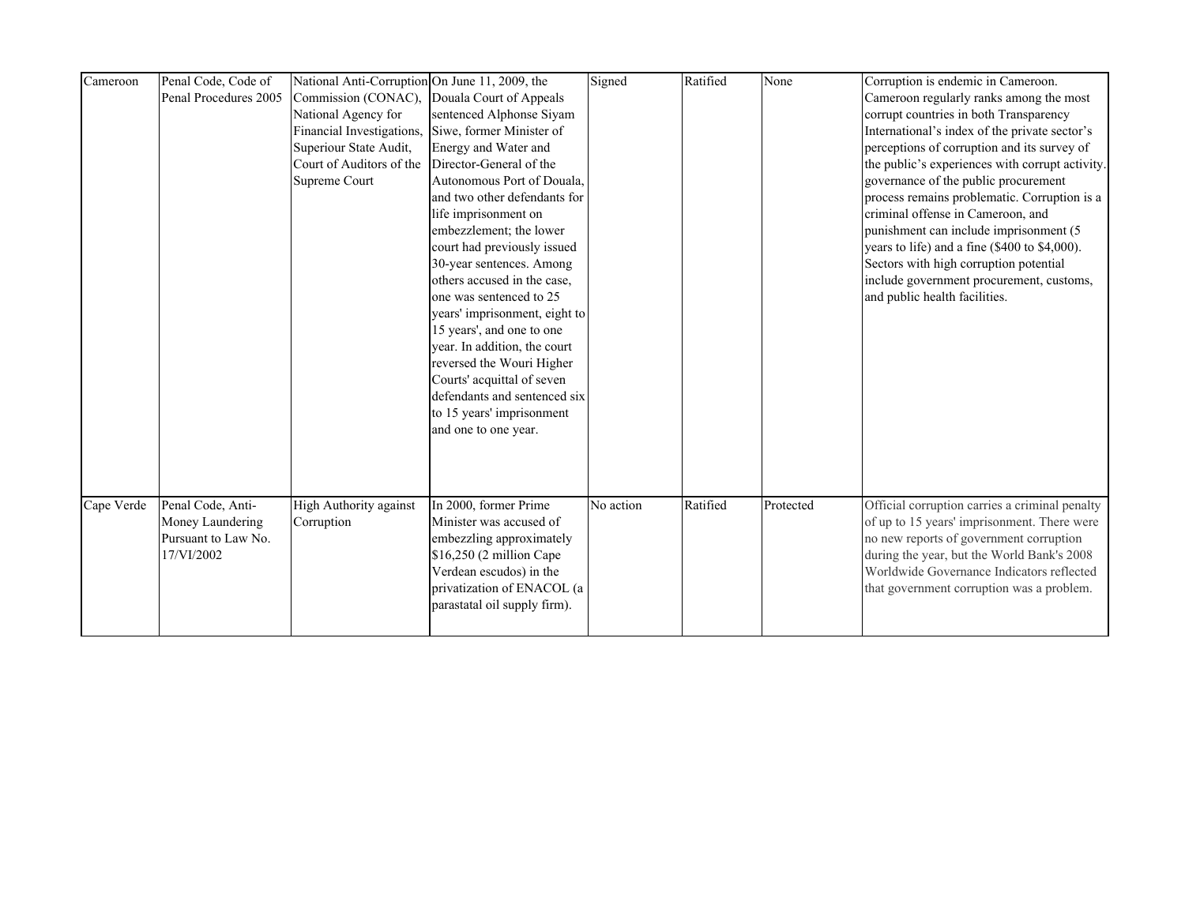| Cameroon | Penal Code, Code of Penal Procedures 2005 | National Anti-Corruption Commission (CONAC), National Agency for Financial Investigations, Superiour State Audit, Court of Auditors of the Supreme Court | On June 11, 2009, the Douala Court of Appeals sentenced Alphonse Siyam Siwe, former Minister of Energy and Water and Director-General of the Autonomous Port of Douala, and two other defendants for life imprisonment on embezzlement; the lower court had previously issued 30-year sentences. Among others accused in the case, one was sentenced to 25 years' imprisonment, eight to 15 years', and one to one year. In addition, the court reversed the Wouri Higher Courts' acquittal of seven defendants and sentenced six to 15 years' imprisonment and one to one year. | Signed | Ratified | None | Corruption is endemic in Cameroon. Cameroon regularly ranks among the most corrupt countries in both Transparency International's index of the private sector's perceptions of corruption and its survey of the public's experiences with corrupt activity. governance of the public procurement process remains problematic. Corruption is a criminal offense in Cameroon, and punishment can include imprisonment (5 years to life) and a fine ($400 to $4,000). Sectors with high corruption potential include government procurement, customs, and public health facilities. |
|---|---|---|---|---|---|---|---|
| Cape Verde | Penal Code, Anti-Money Laundering Pursuant to Law No. 17/VI/2002 | High Authority against Corruption | In 2000, former Prime Minister was accused of embezzling approximately $16,250 (2 million Cape Verdean escudos) in the privatization of ENACOL (a parastatal oil supply firm). | No action | Ratified | Protected | Official corruption carries a criminal penalty of up to 15 years' imprisonment. There were no new reports of government corruption during the year, but the World Bank's 2008 Worldwide Governance Indicators reflected that government corruption was a problem. |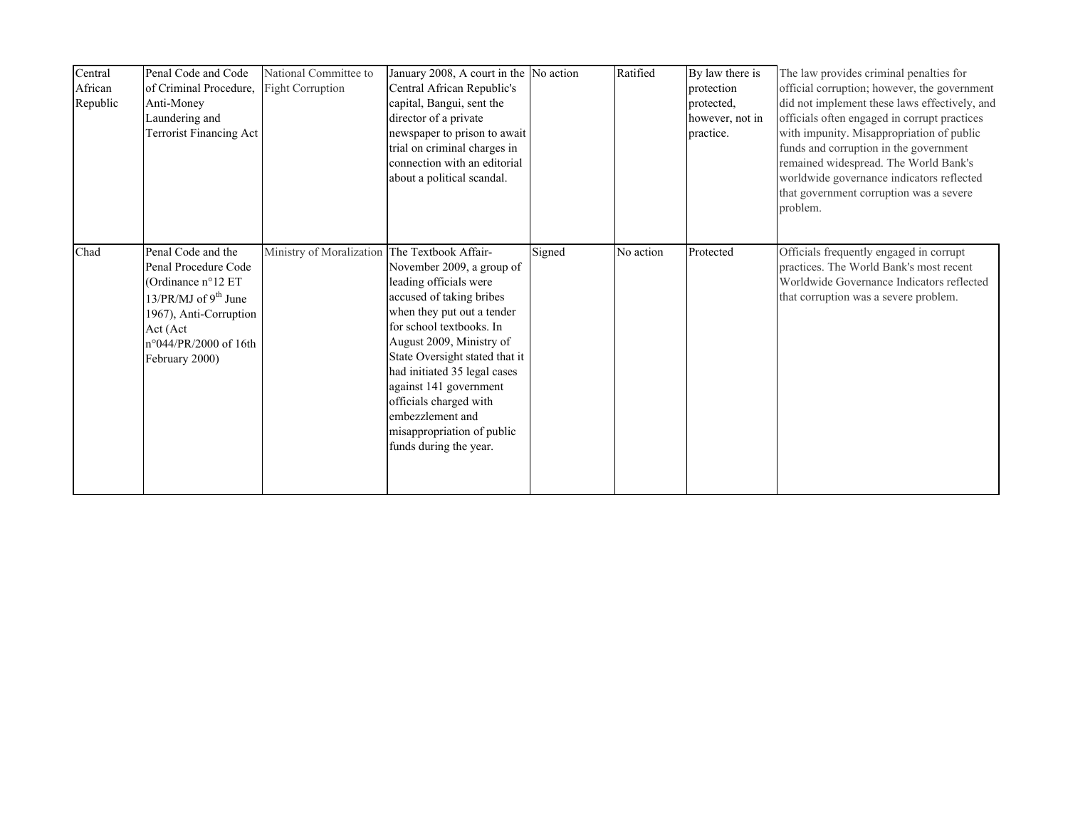| Central African Republic | Penal Code and Code of Criminal Procedure, Anti-Money Laundering and Terrorist Financing Act | National Committee to Fight Corruption | January 2008, A court in the Central African Republic's capital, Bangui, sent the director of a private newspaper to prison to await trial on criminal charges in connection with an editorial about a political scandal. | No action | Ratified | By law there is protection protected, however, not in practice. | The law provides criminal penalties for official corruption; however, the government did not implement these laws effectively, and officials often engaged in corrupt practices with impunity. Misappropriation of public funds and corruption in the government remained widespread. The World Bank's worldwide governance indicators reflected that government corruption was a severe problem. |
|---|---|---|---|---|---|---|---|
| Chad | Penal Code and the Penal Procedure Code (Ordinance n°12 ET 13/PR/MJ of 9th June 1967), Anti-Corruption Act (Act n°044/PR/2000 of 16th February 2000) | Ministry of Moralization | The Textbook Affair- November 2009, a group of leading officials were accused of taking bribes when they put out a tender for school textbooks. In August 2009, Ministry of State Oversight stated that it had initiated 35 legal cases against 141 government officials charged with embezzlement and misappropriation of public funds during the year. | Signed | No action | Protected | Officials frequently engaged in corrupt practices. The World Bank's most recent Worldwide Governance Indicators reflected that corruption was a severe problem. |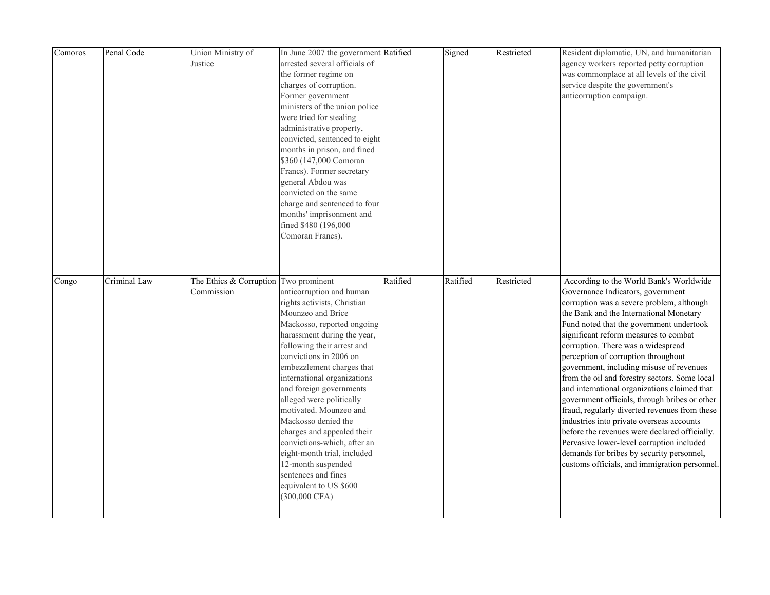| | | | | | | | |
|---|---|---|---|---|---|---|---|
| Comoros | Penal Code | Union Ministry of Justice | In June 2007 the government arrested several officials of the former regime on charges of corruption. Former government ministers of the union police were tried for stealing administrative property, convicted, sentenced to eight months in prison, and fined $360 (147,000 Comoran Francs). Former secretary general Abdou was convicted on the same charge and sentenced to four months' imprisonment and fined $480 (196,000 Comoran Francs). | Ratified | Signed | Restricted | Resident diplomatic, UN, and humanitarian agency workers reported petty corruption was commonplace at all levels of the civil service despite the government's anticorruption campaign. |
| Congo | Criminal Law | The Ethics & Corruption Commission | Two prominent anticorruption and human rights activists, Christian Mounzeo and Brice Mackosso, reported ongoing harassment during the year, following their arrest and convictions in 2006 on embezzlement charges that international organizations and foreign governments alleged were politically motivated. Mounzeo and Mackosso denied the charges and appealed their convictions-which, after an eight-month trial, included 12-month suspended sentences and fines equivalent to US $600 (300,000 CFA) | Ratified | Ratified | Restricted | According to the World Bank's Worldwide Governance Indicators, government corruption was a severe problem, although the Bank and the International Monetary Fund noted that the government undertook significant reform measures to combat corruption. There was a widespread perception of corruption throughout government, including misuse of revenues from the oil and forestry sectors. Some local and international organizations claimed that government officials, through bribes or other fraud, regularly diverted revenues from these industries into private overseas accounts before the revenues were declared officially. Pervasive lower-level corruption included demands for bribes by security personnel, customs officials, and immigration personnel. |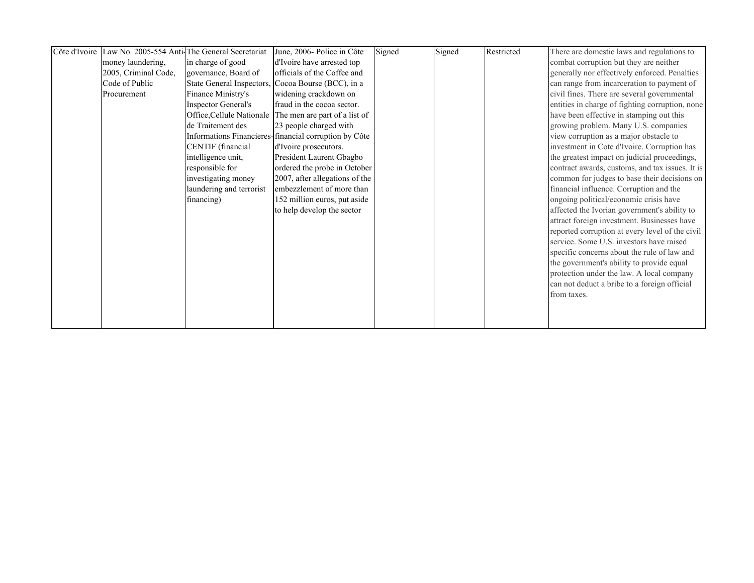| Côte d'Ivoire | Law No. 2005-554 Anti-money laundering, 2005, Criminal Code, Code of Public Procurement | The General Secretariat in charge of good governance, Board of State General Inspectors, Finance Ministry's Inspector General's Office,Cellule Nationale de Traitement des Informations Financieres-CENTIF (financial intelligence unit, responsible for investigating money laundering and terrorist financing) | June, 2006- Police in Côte d'Ivoire have arrested top officials of the Coffee and Cocoa Bourse (BCC), in a widening crackdown on fraud in the cocoa sector. The men are part of a list of 23 people charged with financial corruption by Côte d'Ivoire prosecutors. President Laurent Gbagbo ordered the probe in October 2007, after allegations of the embezzlement of more than 152 million euros, put aside to help develop the sector | Signed | Signed | Restricted | There are domestic laws and regulations to combat corruption but they are neither generally nor effectively enforced. Penalties can range from incarceration to payment of civil fines. There are several governmental entities in charge of fighting corruption, none have been effective in stamping out this growing problem. Many U.S. companies view corruption as a major obstacle to investment in Cote d'Ivoire. Corruption has the greatest impact on judicial proceedings, contract awards, customs, and tax issues. It is common for judges to base their decisions on financial influence. Corruption and the ongoing political/economic crisis have affected the Ivorian government's ability to attract foreign investment. Businesses have reported corruption at every level of the civil service. Some U.S. investors have raised specific concerns about the rule of law and the government's ability to provide equal protection under the law. A local company can not deduct a bribe to a foreign official from taxes. |
|---|---|---|---|---|---|---|---|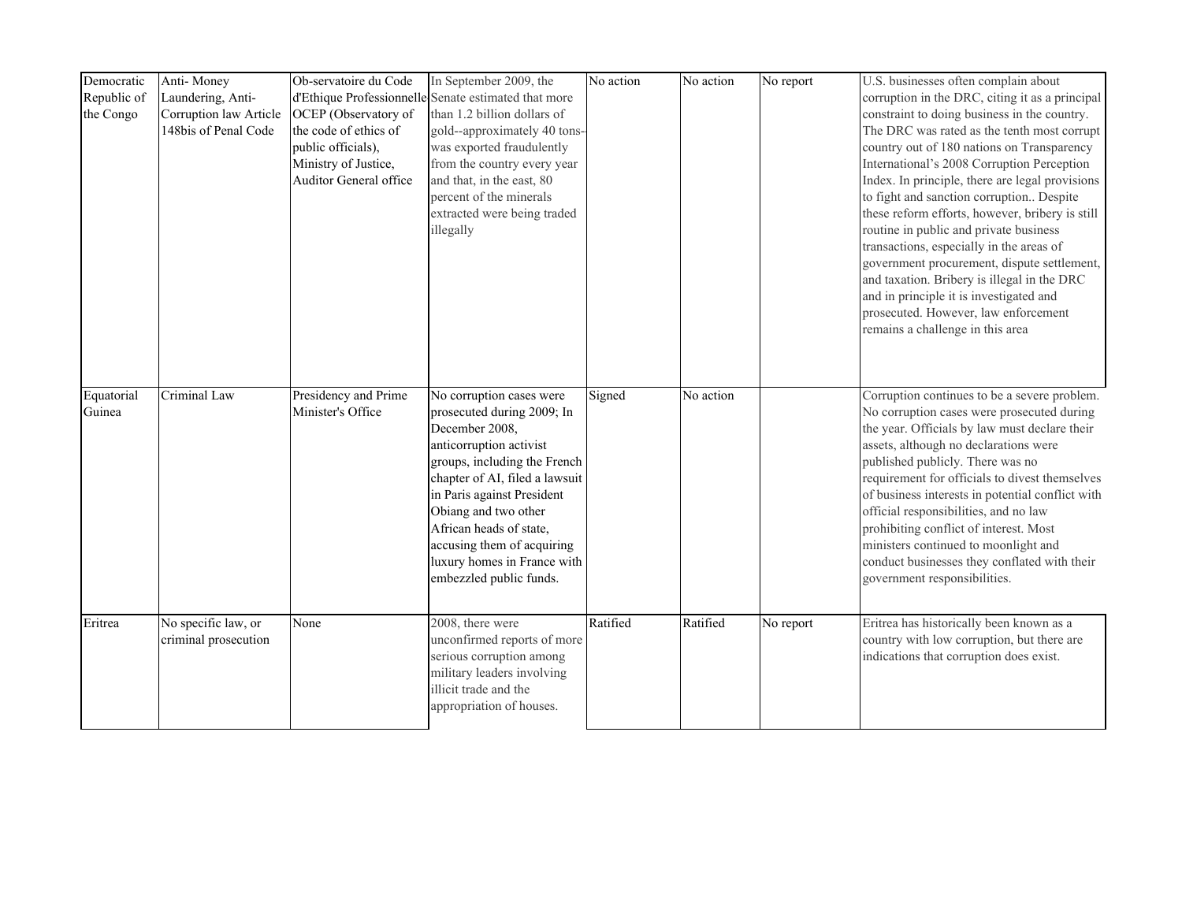| | | | | | | | |
|---|---|---|---|---|---|---|---|
| Democratic Republic of the Congo | Anti- Money Laundering, Anti-Corruption law Article 148bis of Penal Code | Ob-servatoire du Code d'Ethique Professionnelle OCEP (Observatory of the code of ethics of public officials), Ministry of Justice, Auditor General office | In September 2009, the Senate estimated that more than 1.2 billion dollars of gold--approximately 40 tons--was exported fraudulently from the country every year and that, in the east, 80 percent of the minerals extracted were being traded illegally | No action | No action | No report | U.S. businesses often complain about corruption in the DRC, citing it as a principal constraint to doing business in the country. The DRC was rated as the tenth most corrupt country out of 180 nations on Transparency International's 2008 Corruption Perception Index. In principle, there are legal provisions to fight and sanction corruption.. Despite these reform efforts, however, bribery is still routine in public and private business transactions, especially in the areas of government procurement, dispute settlement, and taxation. Bribery is illegal in the DRC and in principle it is investigated and prosecuted. However, law enforcement remains a challenge in this area |
| Equatorial Guinea | Criminal Law | Presidency and Prime Minister's Office | No corruption cases were prosecuted during 2009; In December 2008, anticorruption activist groups, including the French chapter of AI, filed a lawsuit in Paris against President Obiang and two other African heads of state, accusing them of acquiring luxury homes in France with embezzled public funds. | Signed | No action | | Corruption continues to be a severe problem. No corruption cases were prosecuted during the year. Officials by law must declare their assets, although no declarations were published publicly. There was no requirement for officials to divest themselves of business interests in potential conflict with official responsibilities, and no law prohibiting conflict of interest. Most ministers continued to moonlight and conduct businesses they conflated with their government responsibilities. |
| Eritrea | No specific law, or criminal prosecution | None | 2008, there were unconfirmed reports of more serious corruption among military leaders involving illicit trade and the appropriation of houses. | Ratified | Ratified | No report | Eritrea has historically been known as a country with low corruption, but there are indications that corruption does exist. |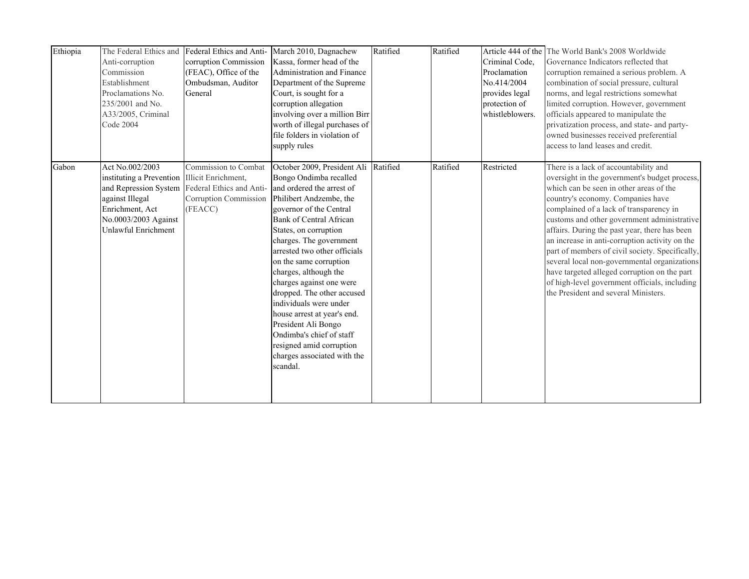| | | | | | | | |
|---|---|---|---|---|---|---|---|
| Ethiopia | The Federal Ethics and Anti-corruption Commission Establishment Proclamations No. 235/2001 and No. A33/2005, Criminal Code 2004 | Federal Ethics and Anti-corruption Commission (FEAC), Office of the Ombudsman, Auditor General | March 2010, Dagnachew Kassa, former head of the Administration and Finance Department of the Supreme Court, is sought for a corruption allegation involving over a million Birr worth of illegal purchases of file folders in violation of supply rules | Ratified | Ratified | Article 444 of the Criminal Code, Proclamation No.414/2004 provides legal protection of whistleblowers. | The World Bank's 2008 Worldwide Governance Indicators reflected that corruption remained a serious problem. A combination of social pressure, cultural norms, and legal restrictions somewhat limited corruption. However, government officials appeared to manipulate the privatization process, and state- and party-owned businesses received preferential access to land leases and credit. |
| Gabon | Act No.002/2003 instituting a Prevention and Repression System against Illegal Enrichment, Act No.0003/2003 Against Unlawful Enrichment | Commission to Combat Illicit Enrichment, Federal Ethics and Anti-Corruption Commission (FEACC) | October 2009, President Ali Bongo Ondimba recalled and ordered the arrest of Philibert Andzembe, the governor of the Central Bank of Central African States, on corruption charges. The government arrested two other officials on the same corruption charges, although the charges against one were dropped. The other accused individuals were under house arrest at year's end. President Ali Bongo Ondimba's chief of staff resigned amid corruption charges associated with the scandal. | Ratified | Ratified | Restricted | There is a lack of accountability and oversight in the government's budget process, which can be seen in other areas of the country's economy. Companies have complained of a lack of transparency in customs and other government administrative affairs. During the past year, there has been an increase in anti-corruption activity on the part of members of civil society. Specifically, several local non-governmental organizations have targeted alleged corruption on the part of high-level government officials, including the President and several Ministers. |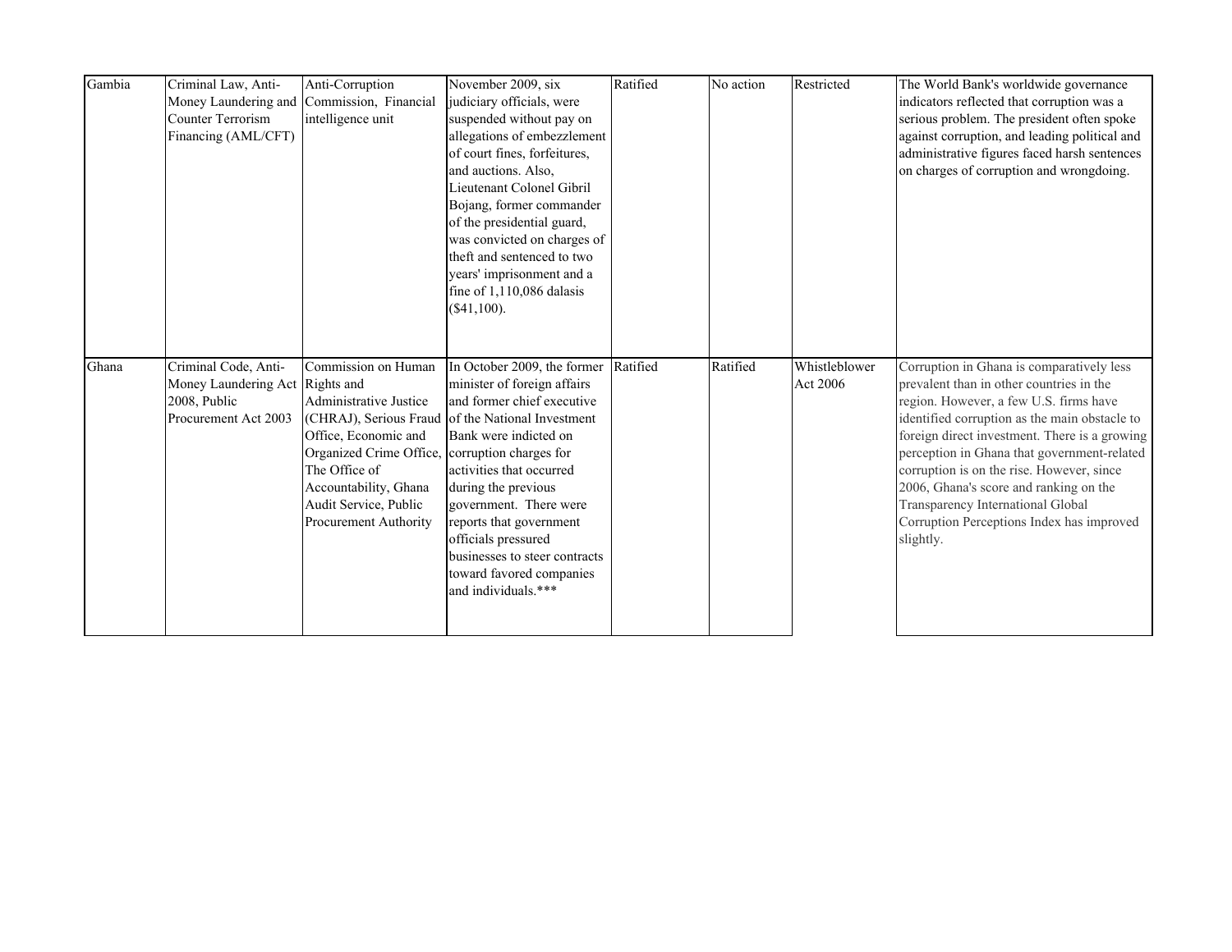| | | | | | | | |
|---|---|---|---|---|---|---|---|
| Gambia | Criminal Law, Anti-Money Laundering and Counter Terrorism Financing (AML/CFT) | Anti-Corruption Commission, Financial intelligence unit | November 2009, six judiciary officials, were suspended without pay on allegations of embezzlement of court fines, forfeitures, and auctions. Also, Lieutenant Colonel Gibril Bojang, former commander of the presidential guard, was convicted on charges of theft and sentenced to two years' imprisonment and a fine of 1,110,086 dalasis ($41,100). | Ratified | No action | Restricted | The World Bank's worldwide governance indicators reflected that corruption was a serious problem. The president often spoke against corruption, and leading political and administrative figures faced harsh sentences on charges of corruption and wrongdoing. |
| Ghana | Criminal Code, Anti-Money Laundering Act 2008, Public Procurement Act 2003 | Commission on Human Rights and Administrative Justice (CHRAJ), Serious Fraud Office, Economic and Organized Crime Office, The Office of Accountability, Ghana Audit Service, Public Procurement Authority | In October 2009, the former minister of foreign affairs and former chief executive of the National Investment Bank were indicted on corruption charges for activities that occurred during the previous government. There were reports that government officials pressured businesses to steer contracts toward favored companies and individuals.*** | Ratified | Ratified | Whistleblower Act 2006 | Corruption in Ghana is comparatively less prevalent than in other countries in the region. However, a few U.S. firms have identified corruption as the main obstacle to foreign direct investment. There is a growing perception in Ghana that government-related corruption is on the rise. However, since 2006, Ghana's score and ranking on the Transparency International Global Corruption Perceptions Index has improved slightly. |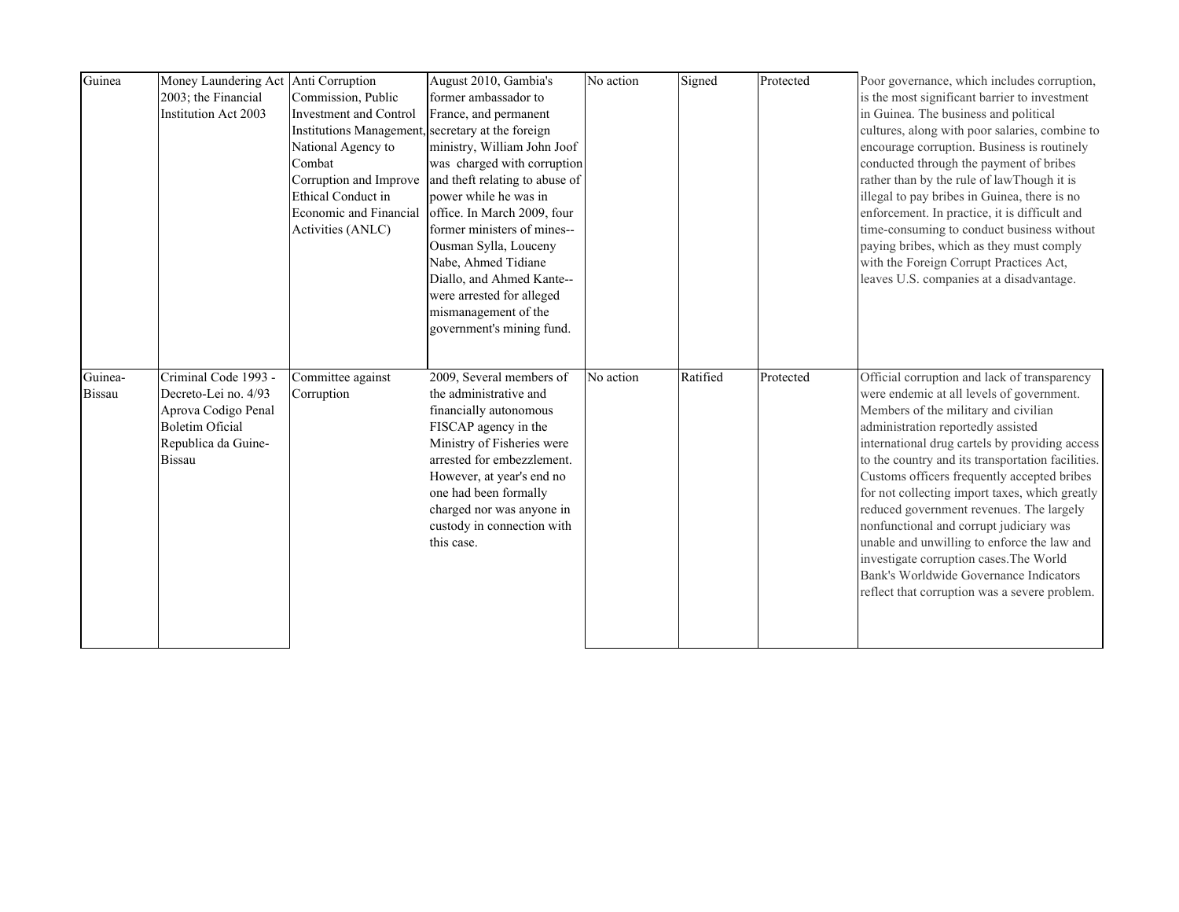| | | | | | | | |
|---|---|---|---|---|---|---|---|
| Guinea | Money Laundering Act 2003; the Financial Institution Act 2003 | Anti Corruption Commission, Public Investment and Control Institutions Management, National Agency to Combat Corruption and Improve Ethical Conduct in Economic and Financial Activities (ANLC) | August 2010, Gambia's former ambassador to France, and permanent secretary at the foreign ministry, William John Joof was charged with corruption and theft relating to abuse of power while he was in office. In March 2009, four former ministers of mines--Ousman Sylla, Louceny Nabe, Ahmed Tidiane Diallo, and Ahmed Kante--were arrested for alleged mismanagement of the government's mining fund. | No action | Signed | Protected | Poor governance, which includes corruption, is the most significant barrier to investment in Guinea. The business and political cultures, along with poor salaries, combine to encourage corruption. Business is routinely conducted through the payment of bribes rather than by the rule of lawThough it is illegal to pay bribes in Guinea, there is no enforcement. In practice, it is difficult and time-consuming to conduct business without paying bribes, which as they must comply with the Foreign Corrupt Practices Act, leaves U.S. companies at a disadvantage. |
| Guinea-Bissau | Criminal Code 1993 - Decreto-Lei no. 4/93 Aprova Codigo Penal Boletim Oficial Republica da Guine-Bissau | Committee against Corruption | 2009, Several members of the administrative and financially autonomous FISCAP agency in the Ministry of Fisheries were arrested for embezzlement. However, at year's end no one had been formally charged nor was anyone in custody in connection with this case. | No action | Ratified | Protected | Official corruption and lack of transparency were endemic at all levels of government. Members of the military and civilian administration reportedly assisted international drug cartels by providing access to the country and its transportation facilities. Customs officers frequently accepted bribes for not collecting import taxes, which greatly reduced government revenues. The largely nonfunctional and corrupt judiciary was unable and unwilling to enforce the law and investigate corruption cases.The World Bank's Worldwide Governance Indicators reflect that corruption was a severe problem. |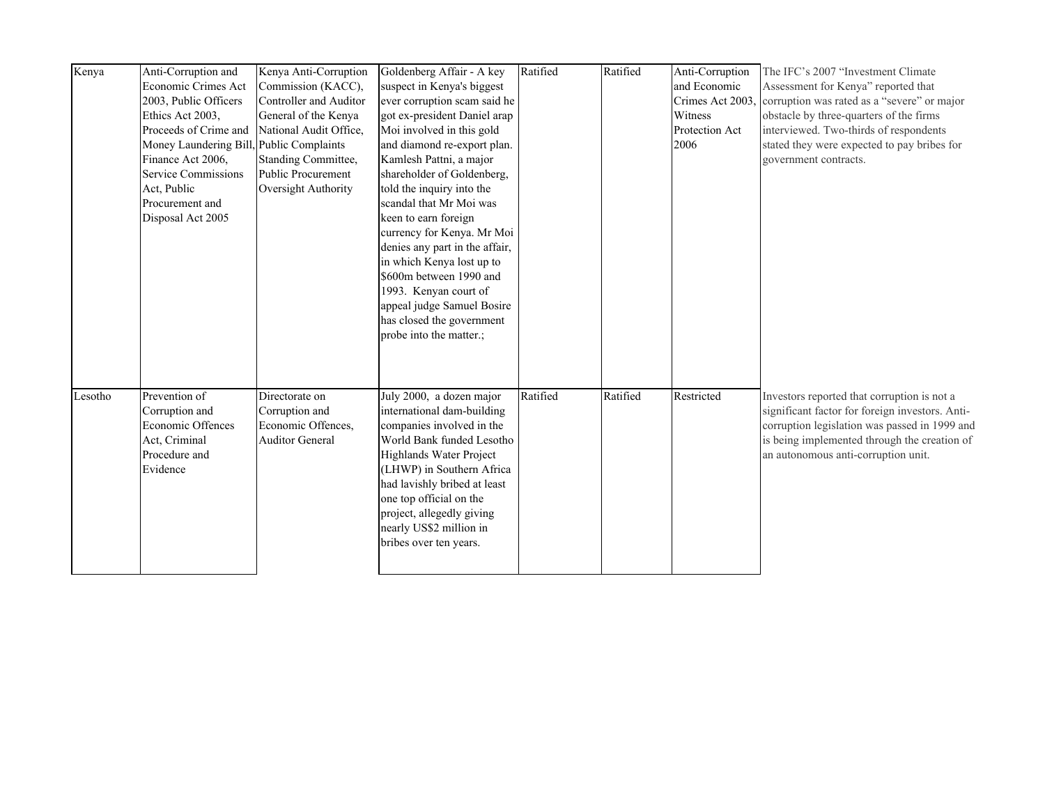| | | | | | | | |
|---|---|---|---|---|---|---|---|
| Kenya | Anti-Corruption and Economic Crimes Act 2003, Public Officers Ethics Act 2003, Proceeds of Crime and Money Laundering Bill, Finance Act 2006, Service Commissions Act, Public Procurement and Disposal Act 2005 | Kenya Anti-Corruption Commission (KACC), Controller and Auditor General of the Kenya National Audit Office, Public Complaints Standing Committee, Public Procurement Oversight Authority | Goldenberg Affair - A key suspect in Kenya's biggest ever corruption scam said he got ex-president Daniel arap Moi involved in this gold and diamond re-export plan. Kamlesh Pattni, a major shareholder of Goldenberg, told the inquiry into the scandal that Mr Moi was keen to earn foreign currency for Kenya. Mr Moi denies any part in the affair, in which Kenya lost up to $600m between 1990 and 1993. Kenyan court of appeal judge Samuel Bosire has closed the government probe into the matter.; | Ratified | Ratified | Anti-Corruption and Economic Crimes Act 2003, Witness Protection Act 2006 | The IFC's 2007 "Investment Climate Assessment for Kenya" reported that corruption was rated as a "severe" or major obstacle by three-quarters of the firms interviewed. Two-thirds of respondents stated they were expected to pay bribes for government contracts. |
| Lesotho | Prevention of Corruption and Economic Offences Act, Criminal Procedure and Evidence | Directorate on Corruption and Economic Offences, Auditor General | July 2000, a dozen major international dam-building companies involved in the World Bank funded Lesotho Highlands Water Project (LHWP) in Southern Africa had lavishly bribed at least one top official on the project, allegedly giving nearly US$2 million in bribes over ten years. | Ratified | Ratified | Restricted | Investors reported that corruption is not a significant factor for foreign investors. Anti-corruption legislation was passed in 1999 and is being implemented through the creation of an autonomous anti-corruption unit. |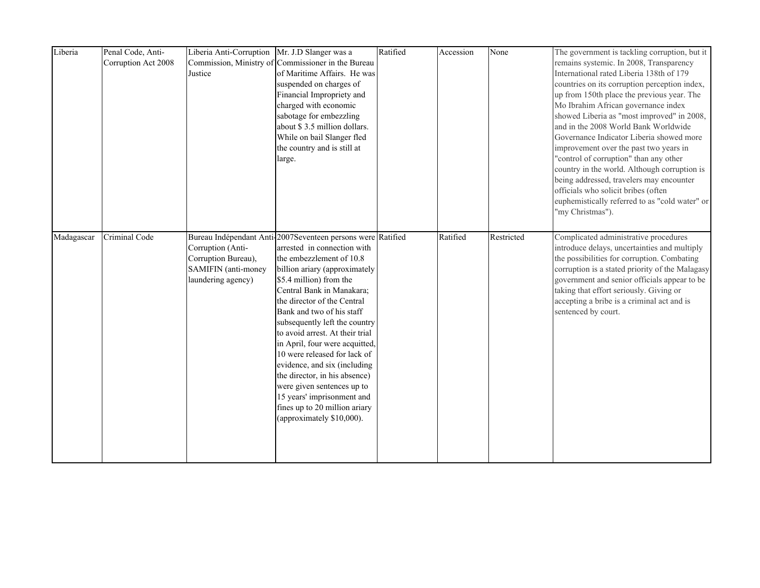| Liberia | Penal Code, Anti-Corruption Act 2008 | Liberia Anti-Corruption Commission, Ministry of Justice | Mr. J.D Slanger was a Commissioner in the Bureau of Maritime Affairs. He was suspended on charges of Financial Impropriety and charged with economic sabotage for embezzling about $ 3.5 million dollars. While on bail Slanger fled the country and is still at large. | Ratified | Accession | None | The government is tackling corruption, but it remains systemic. In 2008, Transparency International rated Liberia 138th of 179 countries on its corruption perception index, up from 150th place the previous year. The Mo Ibrahim African governance index showed Liberia as "most improved" in 2008, and in the 2008 World Bank Worldwide Governance Indicator Liberia showed more improvement over the past two years in "control of corruption" than any other country in the world. Although corruption is being addressed, travelers may encounter officials who solicit bribes (often euphemistically referred to as "cold water" or "my Christmas"). |
|---|---|---|---|---|---|---|---|
| Madagascar | Criminal Code | Bureau Indépendant Anti-Corruption (Anti-Corruption Bureau), SAMIFIN (anti-money laundering agency) | 2007Seventeen persons were arrested in connection with the embezzlement of 10.8 billion ariary (approximately $5.4 million) from the Central Bank in Manakara; the director of the Central Bank and two of his staff subsequently left the country to avoid arrest. At their trial in April, four were acquitted, 10 were released for lack of evidence, and six (including the director, in his absence) were given sentences up to 15 years' imprisonment and fines up to 20 million ariary (approximately $10,000). | Ratified | Ratified | Restricted | Complicated administrative procedures introduce delays, uncertainties and multiply the possibilities for corruption. Combating corruption is a stated priority of the Malagasy government and senior officials appear to be taking that effort seriously. Giving or accepting a bribe is a criminal act and is sentenced by court. |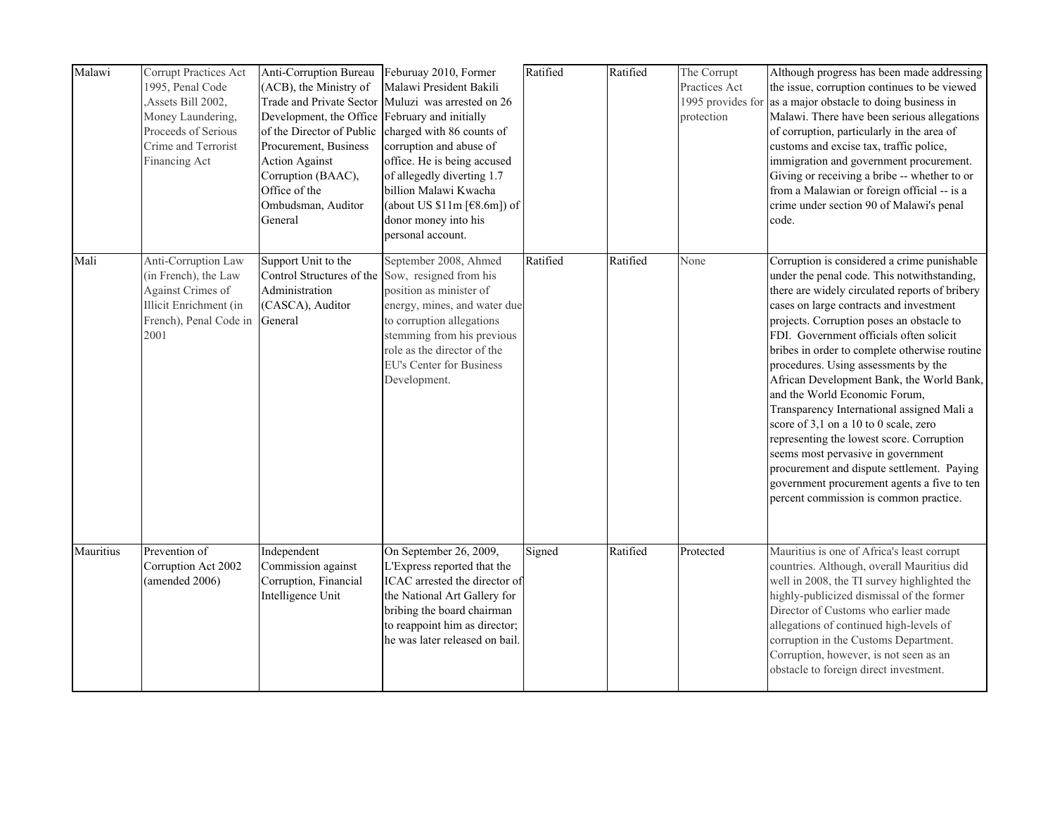| Malawi | Corrupt Practices Act 1995, Penal Code ,Assets Bill 2002, Money Laundering, Proceeds of Serious Crime and Terrorist Financing Act | Anti-Corruption Bureau (ACB), the Ministry of Trade and Private Sector Development, the Office of the Director of Public Procurement, Business Action Against Corruption (BAAC), Office of the Ombudsman, Auditor General | Feburuay 2010, Former Malawi President Bakili Muluzi was arrested on 26 February and initially charged with 86 counts of corruption and abuse of office. He is being accused of allegedly diverting 1.7 billion Malawi Kwacha (about US $11m [€8.6m]) of donor money into his personal account. | Ratified | Ratified | The Corrupt Practices Act 1995 provides for protection | Although progress has been made addressing the issue, corruption continues to be viewed as a major obstacle to doing business in Malawi. There have been serious allegations of corruption, particularly in the area of customs and excise tax, traffic police, immigration and government procurement. Giving or receiving a bribe -- whether to or from a Malawian or foreign official -- is a crime under section 90 of Malawi's penal code. |
|---|---|---|---|---|---|---|---|
| Mali | Anti-Corruption Law (in French), the Law Against Crimes of Illicit Enrichment (in French), Penal Code in 2001 | Support Unit to the Control Structures of the Administration (CASCA), Auditor General | September 2008, Ahmed Sow, resigned from his position as minister of energy, mines, and water due to corruption allegations stemming from his previous role as the director of the EU's Center for Business Development. | Ratified | Ratified | None | Corruption is considered a crime punishable under the penal code. This notwithstanding, there are widely circulated reports of bribery cases on large contracts and investment projects. Corruption poses an obstacle to FDI. Government officials often solicit bribes in order to complete otherwise routine procedures. Using assessments by the African Development Bank, the World Bank, and the World Economic Forum, Transparency International assigned Mali a score of 3,1 on a 10 to 0 scale, zero representing the lowest score. Corruption seems most pervasive in government procurement and dispute settlement. Paying government procurement agents a five to ten percent commission is common practice. |
| Mauritius | Prevention of Corruption Act 2002 (amended 2006) | Independent Commission against Corruption, Financial Intelligence Unit | On September 26, 2009, L'Express reported that the ICAC arrested the director of the National Art Gallery for bribing the board chairman to reappoint him as director; he was later released on bail. | Signed | Ratified | Protected | Mauritius is one of Africa's least corrupt countries. Although, overall Mauritius did well in 2008, the TI survey highlighted the highly-publicized dismissal of the former Director of Customs who earlier made allegations of continued high-levels of corruption in the Customs Department. Corruption, however, is not seen as an obstacle to foreign direct investment. |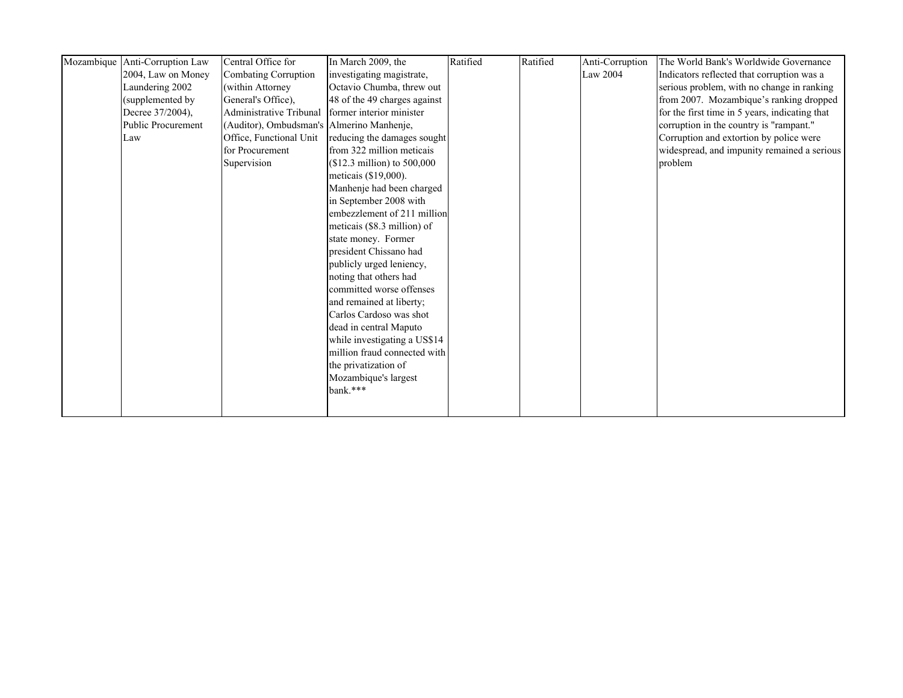| Mozambique | Anti-Corruption Law 2004, Law on Money Laundering 2002 (supplemented by Decree 37/2004), Public Procurement Law | Central Office for Combating Corruption (within Attorney General's Office), Administrative Tribunal (Auditor), Ombudsman's Office, Functional Unit for Procurement Supervision | In March 2009, the investigating magistrate, Octavio Chumba, threw out 48 of the 49 charges against former interior minister Almerino Manhenje, reducing the damages sought from 322 million meticais ($12.3 million) to 500,000 meticais ($19,000). Manhenje had been charged in September 2008 with embezzlement of 211 million meticais ($8.3 million) of state money. Former president Chissano had publicly urged leniency, noting that others had committed worse offenses and remained at liberty; Carlos Cardoso was shot dead in central Maputo while investigating a US$14 million fraud connected with the privatization of Mozambique's largest bank.*** | Ratified | Ratified | Anti-Corruption Law 2004 | The World Bank's Worldwide Governance Indicators reflected that corruption was a serious problem, with no change in ranking from 2007. Mozambique's ranking dropped for the first time in 5 years, indicating that corruption in the country is "rampant." Corruption and extortion by police were widespread, and impunity remained a serious problem |
|---|---|---|---|---|---|---|---|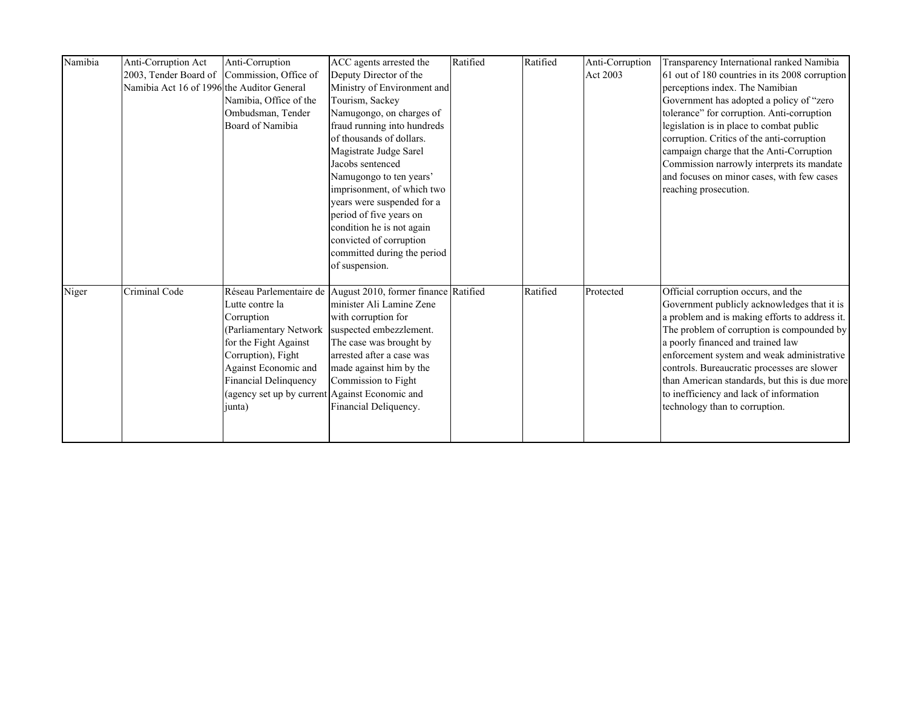| Namibia | Anti-Corruption Act 2003, Tender Board of Namibia Act 16 of 1996 | Anti-Corruption Commission, Office of the Auditor General Namibia, Office of the Ombudsman, Tender Board of Namibia | ACC agents arrested the Deputy Director of the Ministry of Environment and Tourism, Sackey Namugongo, on charges of fraud running into hundreds of thousands of dollars. Magistrate Judge Sarel Jacobs sentenced Namugongo to ten years' imprisonment, of which two years were suspended for a period of five years on condition he is not again convicted of corruption committed during the period of suspension. | Ratified | Ratified | Anti-Corruption Act 2003 | Transparency International ranked Namibia 61 out of 180 countries in its 2008 corruption perceptions index. The Namibian Government has adopted a policy of "zero tolerance" for corruption. Anti-corruption legislation is in place to combat public corruption. Critics of the anti-corruption campaign charge that the Anti-Corruption Commission narrowly interprets its mandate and focuses on minor cases, with few cases reaching prosecution. |
|---|---|---|---|---|---|---|---|
| Niger | Criminal Code | Réseau Parlementaire de Lutte contre la Corruption (Parliamentary Network for the Fight Against Corruption), Fight Against Economic and Financial Delinquency (agency set up by current junta) | August 2010, former finance minister Ali Lamine Zene with corruption for suspected embezzlement. The case was brought by arrested after a case was made against him by the Commission to Fight Against Economic and Financial Deliquency. | Ratified | Ratified | Protected | Official corruption occurs, and the Government publicly acknowledges that it is a problem and is making efforts to address it. The problem of corruption is compounded by a poorly financed and trained law enforcement system and weak administrative controls. Bureaucratic processes are slower than American standards, but this is due more to inefficiency and lack of information technology than to corruption. |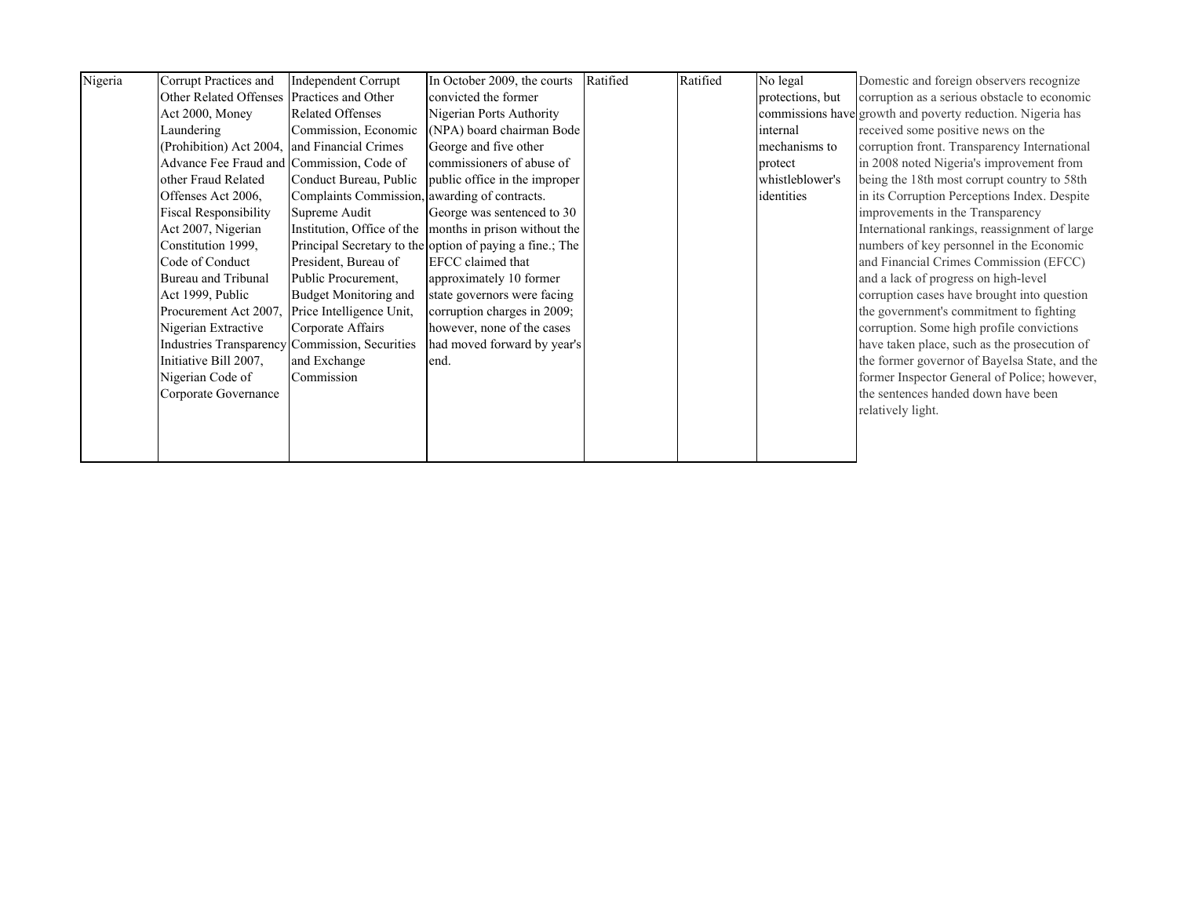| Nigeria | Corrupt Practices and Other Related Offenses Act 2000, Money Laundering (Prohibition) Act 2004, Advance Fee Fraud and other Fraud Related Offenses Act 2006, Fiscal Responsibility Act 2007, Nigerian Constitution 1999, Code of Conduct Bureau and Tribunal Act 1999, Public Procurement Act 2007, Nigerian Extractive Industries Transparency Initiative Bill 2007, Nigerian Code of Corporate Governance | Independent Corrupt Practices and Other Related Offenses Commission, Economic and Financial Crimes Commission, Code of Conduct Bureau, Public Complaints Commission, Supreme Audit Institution, Office of the Principal Secretary to the President, Bureau of Public Procurement, Budget Monitoring and Price Intelligence Unit, Corporate Affairs Commission, Securities and Exchange Commission | In October 2009, the courts convicted the former Nigerian Ports Authority (NPA) board chairman Bode George and five other commissioners of abuse of public office in the improper awarding of contracts. George was sentenced to 30 months in prison without the option of paying a fine.; The EFCC claimed that approximately 10 former state governors were facing corruption charges in 2009; however, none of the cases had moved forward by year's end. | Ratified | Ratified | No legal protections, but commissions have internal mechanisms to protect whistleblower's identities | Domestic and foreign observers recognize corruption as a serious obstacle to economic growth and poverty reduction. Nigeria has received some positive news on the corruption front. Transparency International in 2008 noted Nigeria's improvement from being the 18th most corrupt country to 58th in its Corruption Perceptions Index. Despite improvements in the Transparency International rankings, reassignment of large numbers of key personnel in the Economic and Financial Crimes Commission (EFCC) and a lack of progress on high-level corruption cases have brought into question the government's commitment to fighting corruption. Some high profile convictions have taken place, such as the prosecution of the former governor of Bayelsa State, and the former Inspector General of Police; however, the sentences handed down have been relatively light. |
|---|---|---|---|---|---|---|---|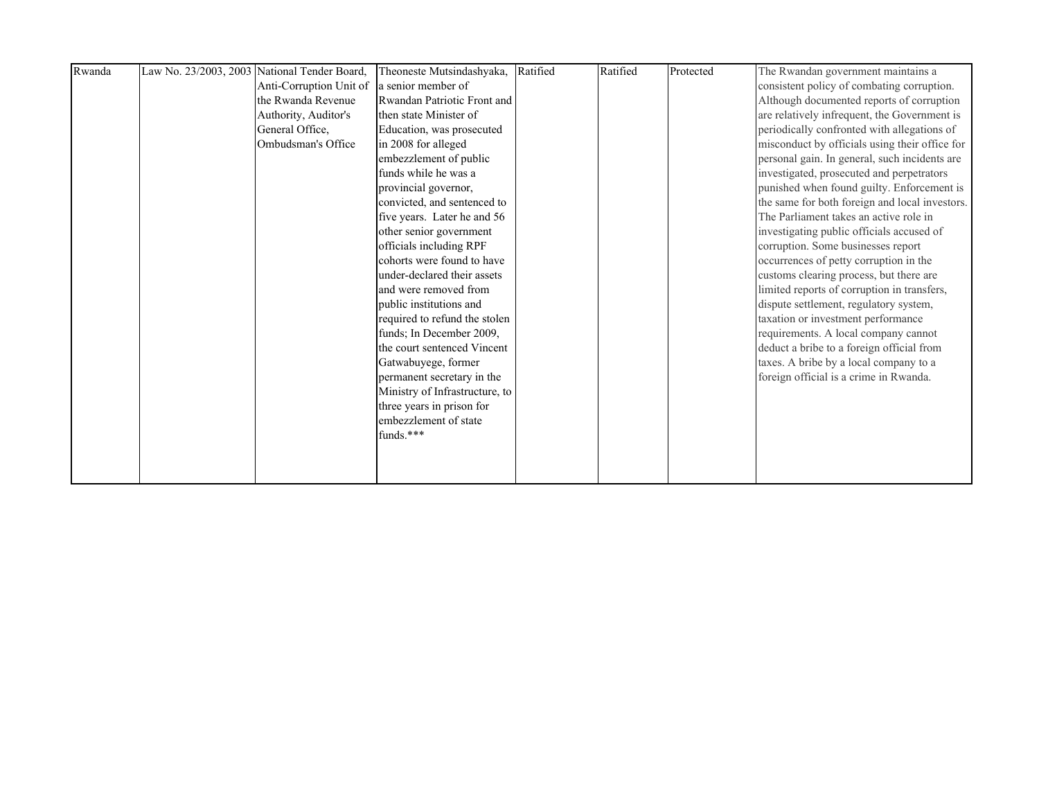| Rwanda | Law No. 23/2003, 2003 | National Tender Board, Anti-Corruption Unit of the Rwanda Revenue Authority, Auditor's General Office, Ombudsman's Office | Theoneste Mutsindashyaka, a senior member of Rwandan Patriotic Front and then state Minister of Education, was prosecuted in 2008 for alleged embezzlement of public funds while he was a provincial governor, convicted, and sentenced to five years. Later he and 56 other senior government officials including RPF cohorts were found to have under-declared their assets and were removed from public institutions and required to refund the stolen funds; In December 2009, the court sentenced Vincent Gatwabuyege, former permanent secretary in the Ministry of Infrastructure, to three years in prison for embezzlement of state funds.*** | Ratified | Ratified | Protected | The Rwandan government maintains a consistent policy of combating corruption. Although documented reports of corruption are relatively infrequent, the Government is periodically confronted with allegations of misconduct by officials using their office for personal gain. In general, such incidents are investigated, prosecuted and perpetrators punished when found guilty. Enforcement is the same for both foreign and local investors. The Parliament takes an active role in investigating public officials accused of corruption. Some businesses report occurrences of petty corruption in the customs clearing process, but there are limited reports of corruption in transfers, dispute settlement, regulatory system, taxation or investment performance requirements. A local company cannot deduct a bribe to a foreign official from taxes. A bribe by a local company to a foreign official is a crime in Rwanda. |
|---|---|---|---|---|---|---|---|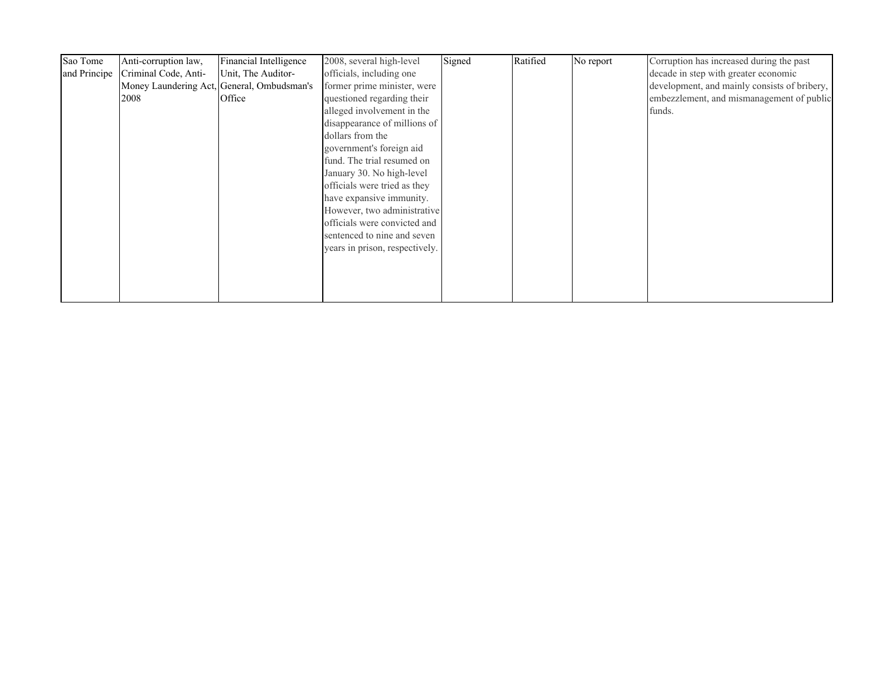| | | | | | | | |
|---|---|---|---|---|---|---|---|
| Sao Tome and Principe | Anti-corruption law, Criminal Code, Anti-Money Laundering Act, 2008 | Financial Intelligence Unit, The Auditor-General, Ombudsman's Office | 2008, several high-level officials, including one former prime minister, were questioned regarding their alleged involvement in the disappearance of millions of dollars from the government's foreign aid fund. The trial resumed on January 30. No high-level officials were tried as they have expansive immunity. However, two administrative officials were convicted and sentenced to nine and seven years in prison, respectively. | Signed | Ratified | No report | Corruption has increased during the past decade in step with greater economic development, and mainly consists of bribery, embezzlement, and mismanagement of public funds. |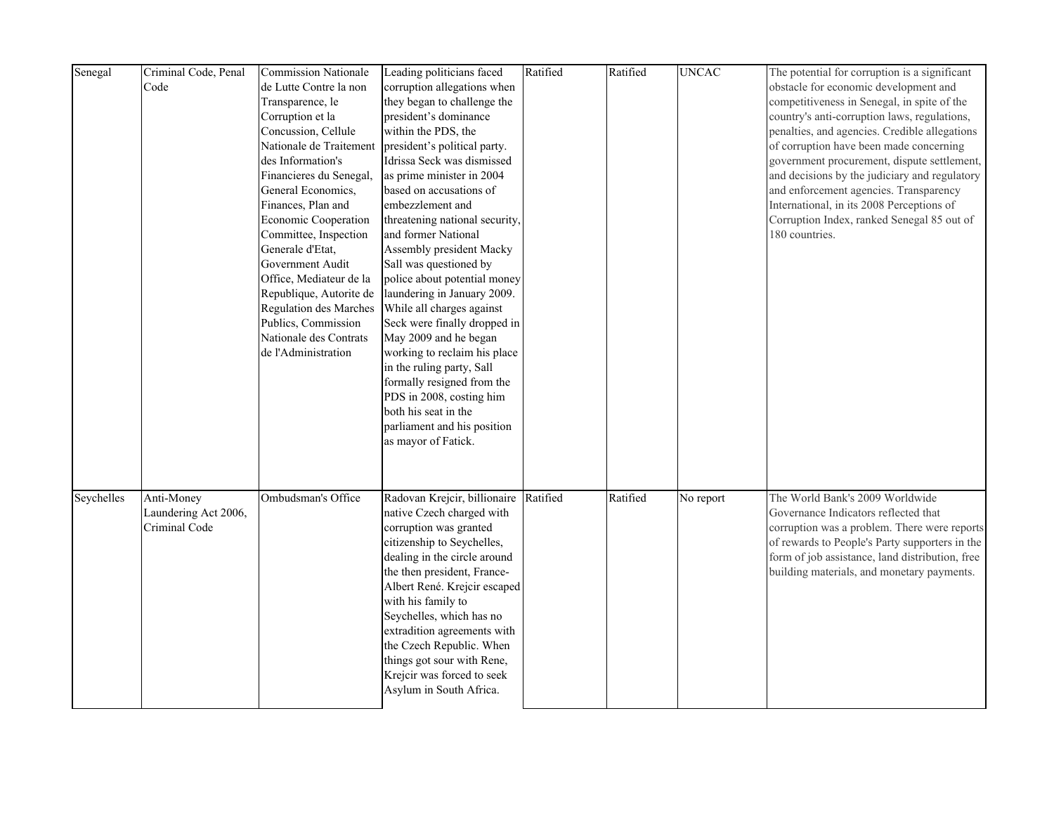| Senegal | Criminal Code, Penal Code | Commission Nationale de Lutte Contre la non Transparence, le Corruption et la Concussion, Cellule Nationale de Traitement des Information's Financieres du Senegal, General Economics, Finances, Plan and Economic Cooperation Committee, Inspection Generale d'Etat, Government Audit Office, Mediateur de la Republique, Autorite de Regulation des Marches Publics, Commission Nationale des Contrats de l'Administration | Leading politicians faced corruption allegations when they began to challenge the president's dominance within the PDS, the president's political party. Idrissa Seck was dismissed as prime minister in 2004 based on accusations of embezzlement and threatening national security, and former National Assembly president Macky Sall was questioned by police about potential money laundering in January 2009. While all charges against Seck were finally dropped in May 2009 and he began working to reclaim his place in the ruling party, Sall formally resigned from the PDS in 2008, costing him both his seat in the parliament and his position as mayor of Fatick. | Ratified | Ratified | UNCAC | The potential for corruption is a significant obstacle for economic development and competitiveness in Senegal, in spite of the country's anti-corruption laws, regulations, penalties, and agencies. Credible allegations of corruption have been made concerning government procurement, dispute settlement, and decisions by the judiciary and regulatory and enforcement agencies. Transparency International, in its 2008 Perceptions of Corruption Index, ranked Senegal 85 out of 180 countries. |
|---|---|---|---|---|---|---|---|
| Seychelles | Anti-Money Laundering Act 2006, Criminal Code | Ombudsman's Office | Radovan Krejcir, billionaire native Czech charged with corruption was granted citizenship to Seychelles, dealing in the circle around the then president, France-Albert René. Krejcir escaped with his family to Seychelles, which has no extradition agreements with the Czech Republic. When things got sour with Rene, Krejcir was forced to seek Asylum in South Africa. | Ratified | Ratified | No report | The World Bank's 2009 Worldwide Governance Indicators reflected that corruption was a problem. There were reports of rewards to People's Party supporters in the form of job assistance, land distribution, free building materials, and monetary payments. |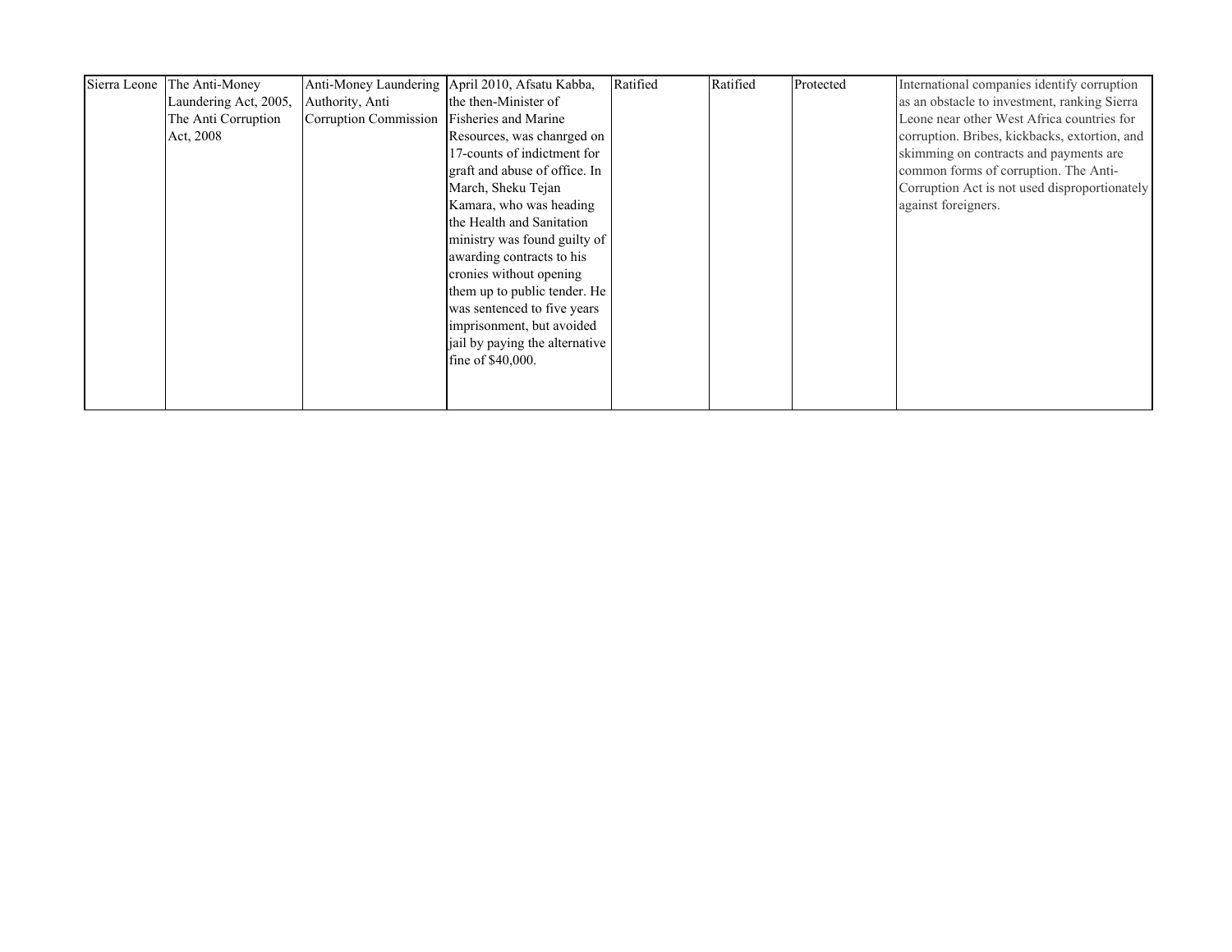| Sierra Leone | The Anti-Money Laundering Act, 2005, The Anti Corruption Act, 2008 | Anti-Money Laundering Authority, Anti Corruption Commission | April 2010, Afsatu Kabba, the then-Minister of Fisheries and Marine Resources, was chanrged on 17-counts of indictment for graft and abuse of office. In March, Sheku Tejan Kamara, who was heading the Health and Sanitation ministry was found guilty of awarding contracts to his cronies without opening them up to public tender. He was sentenced to five years imprisonment, but avoided jail by paying the alternative fine of $40,000. | Ratified | Ratified | Protected | International companies identify corruption as an obstacle to investment, ranking Sierra Leone near other West Africa countries for corruption. Bribes, kickbacks, extortion, and skimming on contracts and payments are common forms of corruption. The Anti-Corruption Act is not used disproportionately against foreigners. |
|---|---|---|---|---|---|---|---|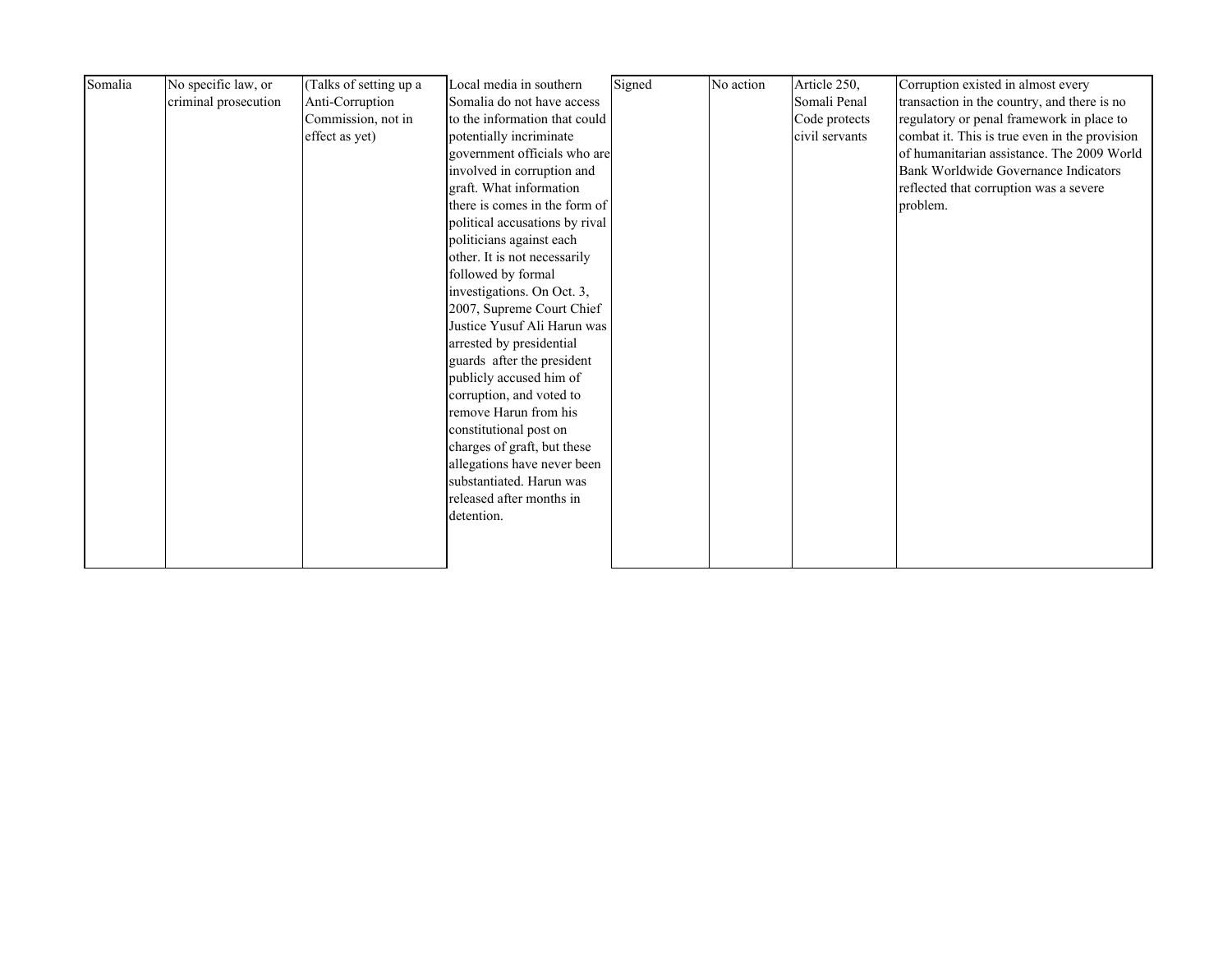| | | | | | | | |
|---|---|---|---|---|---|---|---|
| Somalia | No specific law, or criminal prosecution | (Talks of setting up a Anti-Corruption Commission, not in effect as yet) | Local media in southern Somalia do not have access to the information that could potentially incriminate government officials who are involved in corruption and graft. What information there is comes in the form of political accusations by rival politicians against each other. It is not necessarily followed by formal investigations. On Oct. 3, 2007, Supreme Court Chief Justice Yusuf Ali Harun was arrested by presidential guards after the president publicly accused him of corruption, and voted to remove Harun from his constitutional post on charges of graft, but these allegations have never been substantiated. Harun was released after months in detention. | Signed | No action | Article 250, Somali Penal Code protects civil servants | Corruption existed in almost every transaction in the country, and there is no regulatory or penal framework in place to combat it. This is true even in the provision of humanitarian assistance. The 2009 World Bank Worldwide Governance Indicators reflected that corruption was a severe problem. |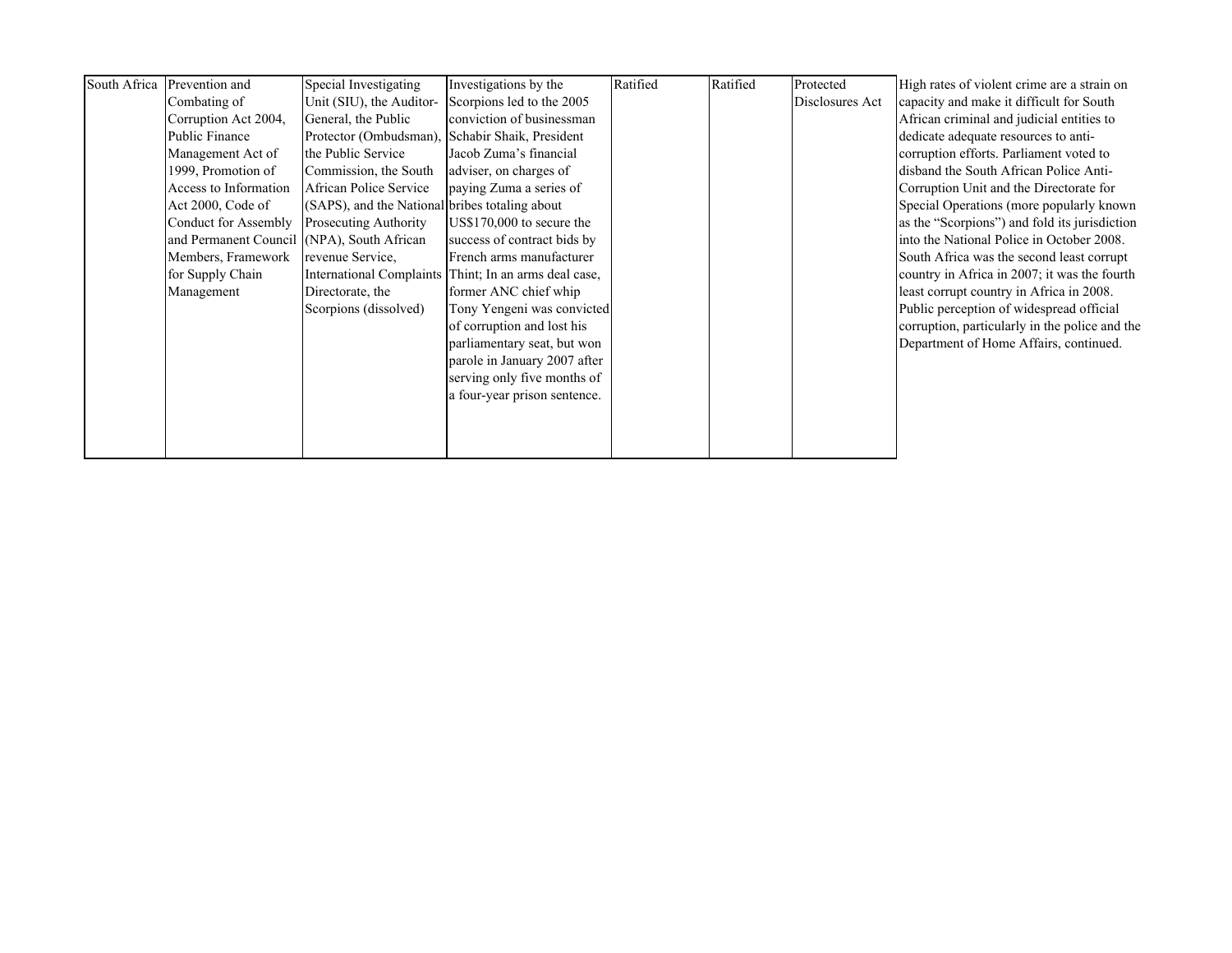| South Africa | Prevention and Combating of Corruption Act 2004, Public Finance Management Act of 1999, Promotion of Access to Information Act 2000, Code of Conduct for Assembly and Permanent Council Members, Framework for Supply Chain Management | Special Investigating Unit (SIU), the Auditor-General, the Public Protector (Ombudsman), the Public Service Commission, the South African Police Service (SAPS), and the National Prosecuting Authority (NPA), South African revenue Service, International Complaints Directorate, the Scorpions (dissolved) | Investigations by the Scorpions led to the 2005 conviction of businessman Schabir Shaik, President Jacob Zuma's financial adviser, on charges of paying Zuma a series of bribes totaling about US$170,000 to secure the success of contract bids by French arms manufacturer Thint; In an arms deal case, former ANC chief whip Tony Yengeni was convicted of corruption and lost his parliamentary seat, but won parole in January 2007 after serving only five months of a four-year prison sentence. | Ratified | Ratified | Protected Disclosures Act | High rates of violent crime are a strain on capacity and make it difficult for South African criminal and judicial entities to dedicate adequate resources to anti-corruption efforts. Parliament voted to disband the South African Police Anti-Corruption Unit and the Directorate for Special Operations (more popularly known as the "Scorpions") and fold its jurisdiction into the National Police in October 2008. South Africa was the second least corrupt country in Africa in 2007; it was the fourth least corrupt country in Africa in 2008. Public perception of widespread official corruption, particularly in the police and the Department of Home Affairs, continued. |
|---|---|---|---|---|---|---|---|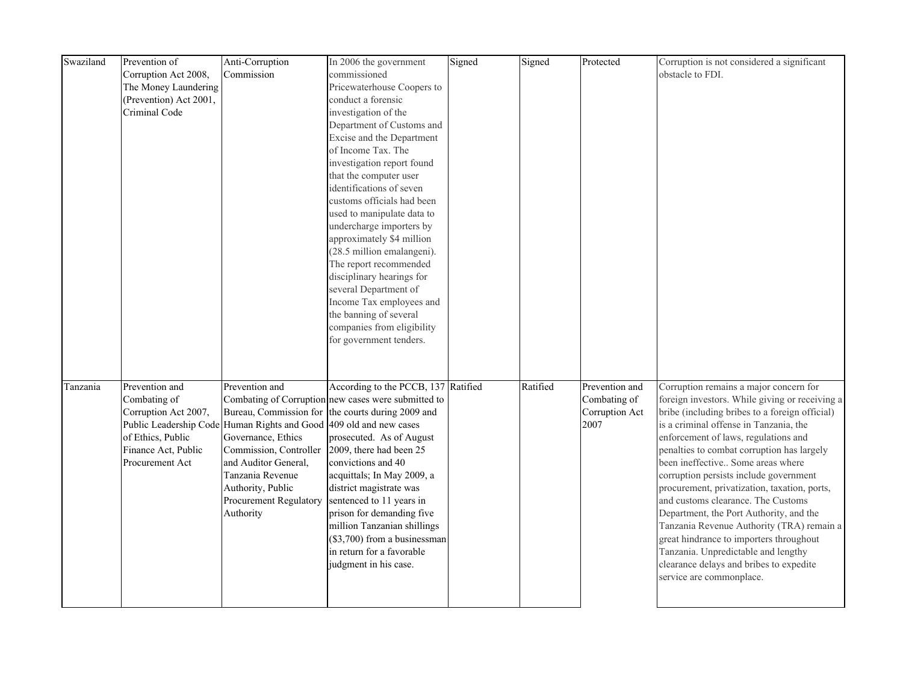| | | | | | | | |
|---|---|---|---|---|---|---|---|
| Swaziland | Prevention of Corruption Act 2008, The Money Laundering (Prevention) Act 2001, Criminal Code | Anti-Corruption Commission | In 2006 the government commissioned Pricewaterhouse Coopers to conduct a forensic investigation of the Department of Customs and Excise and the Department of Income Tax. The investigation report found that the computer user identifications of seven customs officials had been used to manipulate data to undercharge importers by approximately $4 million (28.5 million emalangeni). The report recommended disciplinary hearings for several Department of Income Tax employees and the banning of several companies from eligibility for government tenders. | Signed | Signed | Protected | Corruption is not considered a significant obstacle to FDI. |
| Tanzania | Prevention and Combating of Corruption Act 2007, Public Leadership Code of Ethics, Public Finance Act, Public Procurement Act | Prevention and Combating of Corruption Bureau, Commission for Human Rights and Good Governance, Ethics Commission, Controller and Auditor General, Tanzania Revenue Authority, Public Procurement Regulatory Authority | According to the PCCB, 137 new cases were submitted to the courts during 2009 and 409 old and new cases prosecuted. As of August 2009, there had been 25 convictions and 40 acquittals; In May 2009, a district magistrate was sentenced to 11 years in prison for demanding five million Tanzanian shillings ($3,700) from a businessman in return for a favorable judgment in his case. | Ratified | Ratified | Prevention and Combating of Corruption Act 2007 | Corruption remains a major concern for foreign investors. While giving or receiving a bribe (including bribes to a foreign official) is a criminal offense in Tanzania, the enforcement of laws, regulations and penalties to combat corruption has largely been ineffective.. Some areas where corruption persists include government procurement, privatization, taxation, ports, and customs clearance. The Customs Department, the Port Authority, and the Tanzania Revenue Authority (TRA) remain a great hindrance to importers throughout Tanzania. Unpredictable and lengthy clearance delays and bribes to expedite service are commonplace. |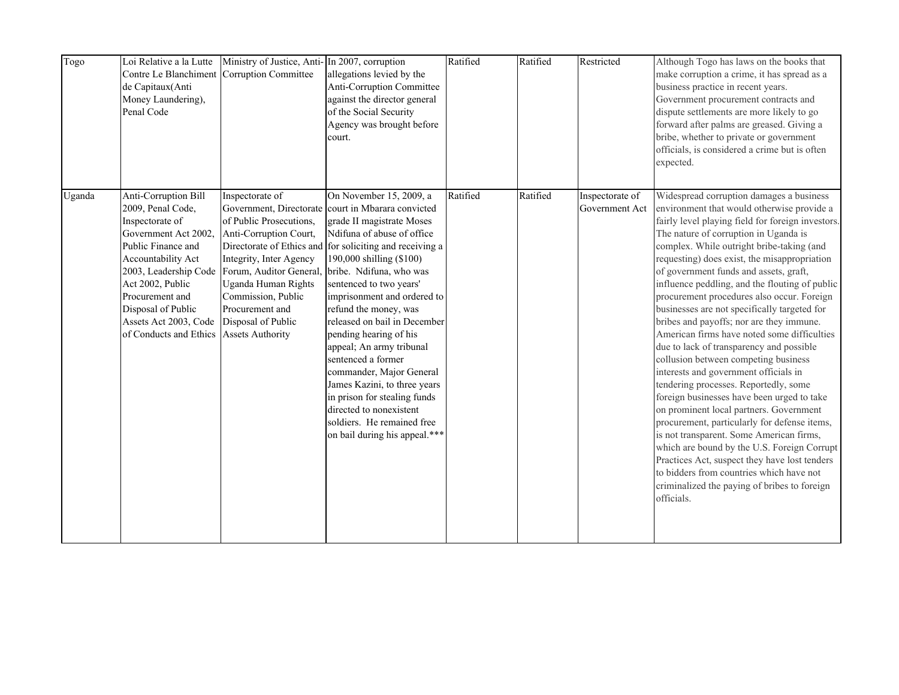| Togo | Loi Relative a la Lutte Contre Le Blanchiment de Capitaux(Anti Money Laundering), Penal Code | Ministry of Justice, Anti-Corruption Committee | In 2007, corruption allegations levied by the Anti-Corruption Committee against the director general of the Social Security Agency was brought before court. | Ratified | Ratified | Restricted | Although Togo has laws on the books that make corruption a crime, it has spread as a business practice in recent years. Government procurement contracts and dispute settlements are more likely to go forward after palms are greased. Giving a bribe, whether to private or government officials, is considered a crime but is often expected. |
|---|---|---|---|---|---|---|---|
| Uganda | Anti-Corruption Bill 2009, Penal Code, Inspectorate of Government Act 2002, Public Finance and Accountability Act 2003, Leadership Code Act 2002, Public Procurement and Disposal of Public Assets Act 2003, Code of Conducts and Ethics | Inspectorate of Government, Directorate of Public Prosecutions, Anti-Corruption Court, Directorate of Ethics and Integrity, Inter Agency Forum, Auditor General, Uganda Human Rights Commission, Public Procurement and Disposal of Public Assets Authority | On November 15, 2009, a court in Mbarara convicted grade II magistrate Moses Ndifuna of abuse of office for soliciting and receiving a 190,000 shilling ($100) bribe. Ndifuna, who was sentenced to two years' imprisonment and ordered to refund the money, was released on bail in December pending hearing of his appeal; An army tribunal sentenced a former commander, Major General James Kazini, to three years in prison for stealing funds directed to nonexistent soldiers. He remained free on bail during his appeal.*** | Ratified | Ratified | Inspectorate of Government Act | Widespread corruption damages a business environment that would otherwise provide a fairly level playing field for foreign investors. The nature of corruption in Uganda is complex. While outright bribe-taking (and requesting) does exist, the misappropriation of government funds and assets, graft, influence peddling, and the flouting of public procurement procedures also occur. Foreign businesses are not specifically targeted for bribes and payoffs; nor are they immune. American firms have noted some difficulties due to lack of transparency and possible collusion between competing business interests and government officials in tendering processes. Reportedly, some foreign businesses have been urged to take on prominent local partners. Government procurement, particularly for defense items, is not transparent. Some American firms, which are bound by the U.S. Foreign Corrupt Practices Act, suspect they have lost tenders to bidders from countries which have not criminalized the paying of bribes to foreign officials. |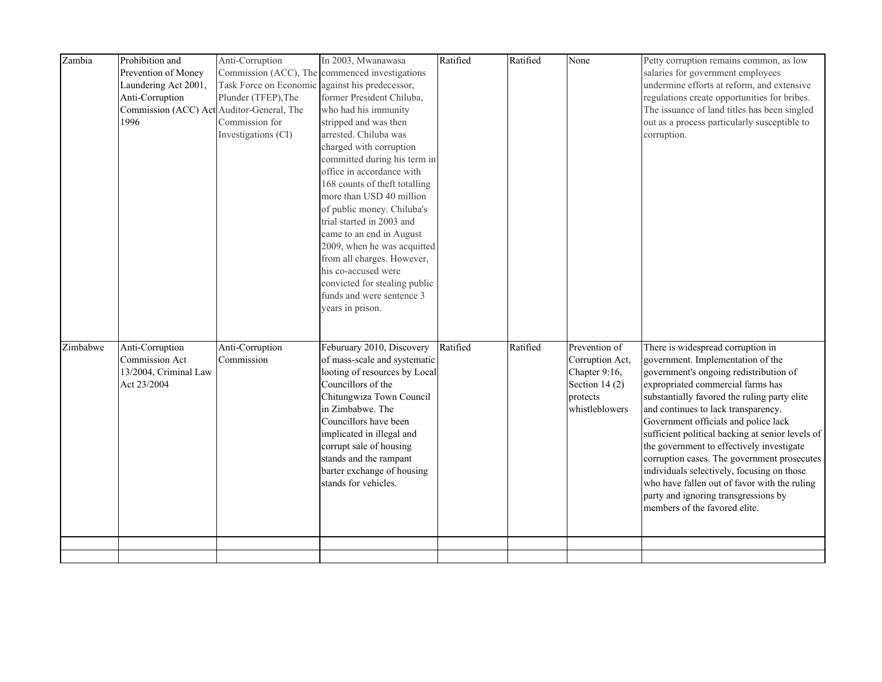| | | | | | | | |
|---|---|---|---|---|---|---|---|
| Zambia | Prohibition and Prevention of Money Laundering Act 2001, Anti-Corruption Commission (ACC) Act 1996 | Anti-Corruption Commission (ACC), The Task Force on Economic Plunder (TFEP),The Auditor-General, The Commission for Investigations (CI) | In 2003, Mwanawasa commenced investigations against his predecessor, former President Chiluba, who had his immunity stripped and was then arrested. Chiluba was charged with corruption committed during his term in office in accordance with 168 counts of theft totalling more than USD 40 million of public money. Chiluba's trial started in 2003 and came to an end in August 2009, when he was acquitted from all charges. However, his co-accused were convicted for stealing public funds and were sentence 3 years in prison. | Ratified | Ratified | None | Petty corruption remains common, as low salaries for government employees undermine efforts at reform, and extensive regulations create opportunities for bribes. The issuance of land titles has been singled out as a process particularly susceptible to corruption. |
| Zimbabwe | Anti-Corruption Commission Act 13/2004, Criminal Law Act 23/2004 | Anti-Corruption Commission | Feburuary 2010, Discovery of mass-scale and systematic looting of resources by Local Councillors of the Chitungwiza Town Council in Zimbabwe. The Councillors have been implicated in illegal and corrupt sale of housing stands and the rampant barter exchange of housing stands for vehicles. | Ratified | Ratified | Prevention of Corruption Act, Chapter 9:16, Section 14 (2) protects whistleblowers | There is widespread corruption in government. Implementation of the government's ongoing redistribution of expropriated commercial farms has substantially favored the ruling party elite and continues to lack transparency. Government officials and police lack sufficient political backing at senior levels of the government to effectively investigate corruption cases. The government prosecutes individuals selectively, focusing on those who have fallen out of favor with the ruling party and ignoring transgressions by members of the favored elite. |
| | | | | | | | |
| | | | | | | | |